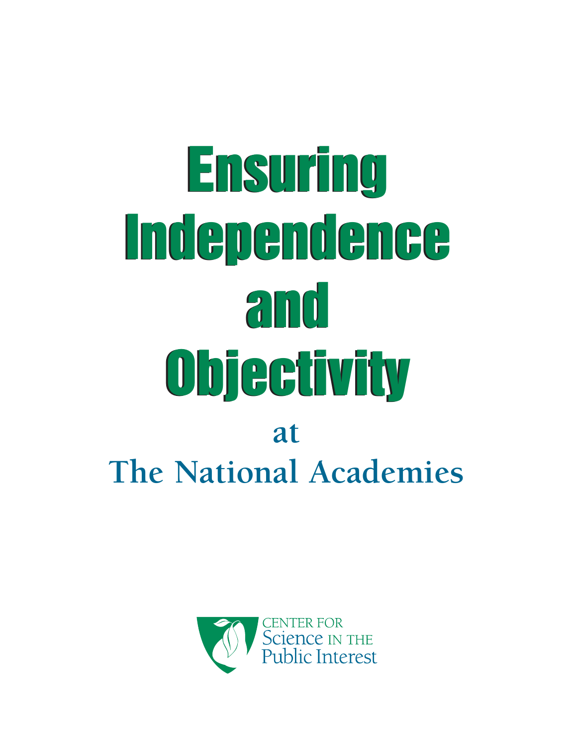# Ensuring Independence and Objectivity

## at

## The National Academies

CENTER FOR
Science IN THE
Public Interest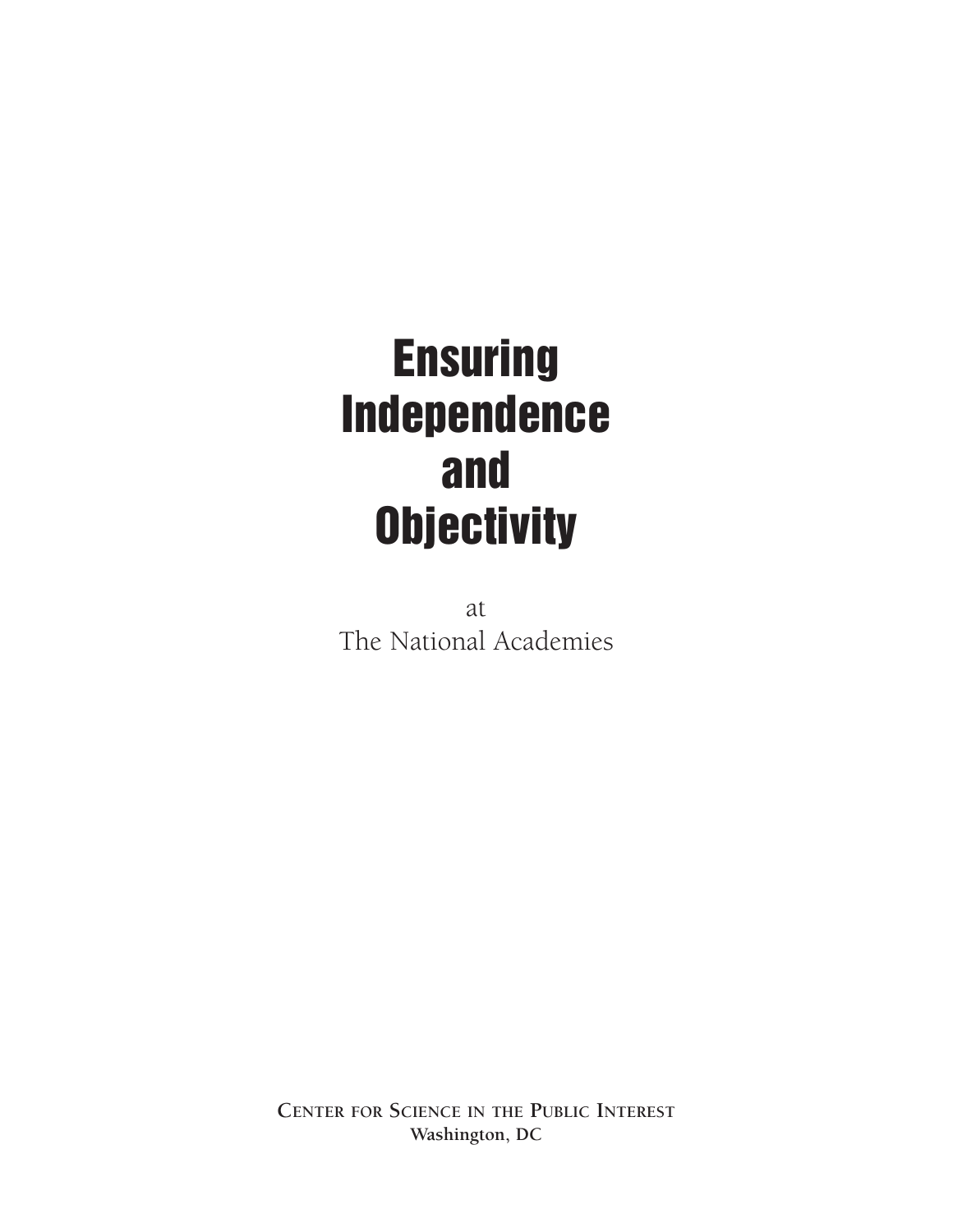# Ensuring Independence and Objectivity

at

The National Academies

**Center for Science in the Public Interest**

**Washington, DC**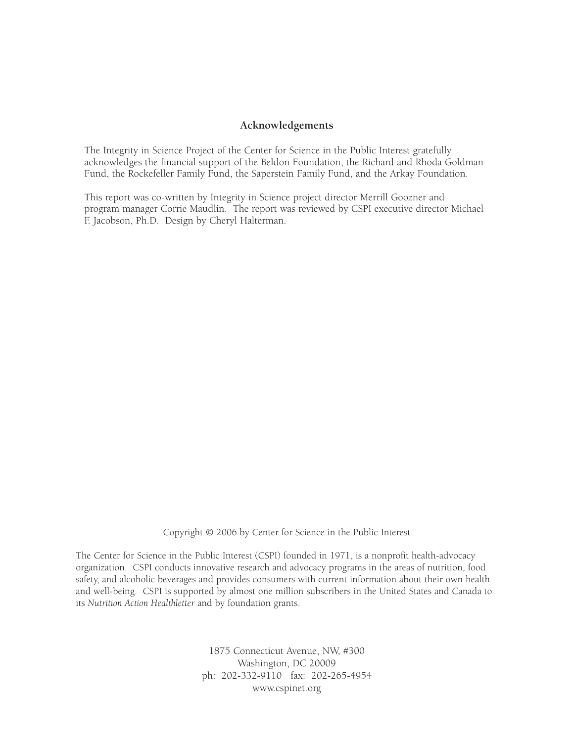## Acknowledgements

The Integrity in Science Project of the Center for Science in the Public Interest gratefully acknowledges the financial support of the Beldon Foundation, the Richard and Rhoda Goldman Fund, the Rockefeller Family Fund, the Saperstein Family Fund, and the Arkay Foundation.

This report was co-written by Integrity in Science project director Merrill Goozner and program manager Corrie Maudlin. The report was reviewed by CSPI executive director Michael F. Jacobson, Ph.D. Design by Cheryl Halterman.

Copyright © 2006 by Center for Science in the Public Interest

The Center for Science in the Public Interest (CSPI) founded in 1971, is a nonprofit health-advocacy organization. CSPI conducts innovative research and advocacy programs in the areas of nutrition, food safety, and alcoholic beverages and provides consumers with current information about their own health and well-being. CSPI is supported by almost one million subscribers in the United States and Canada to its *Nutrition Action Healthletter* and by foundation grants.

1875 Connecticut Avenue, NW, #300
Washington, DC 20009
ph: 202-332-9110 fax: 202-265-4954
www.cspinet.org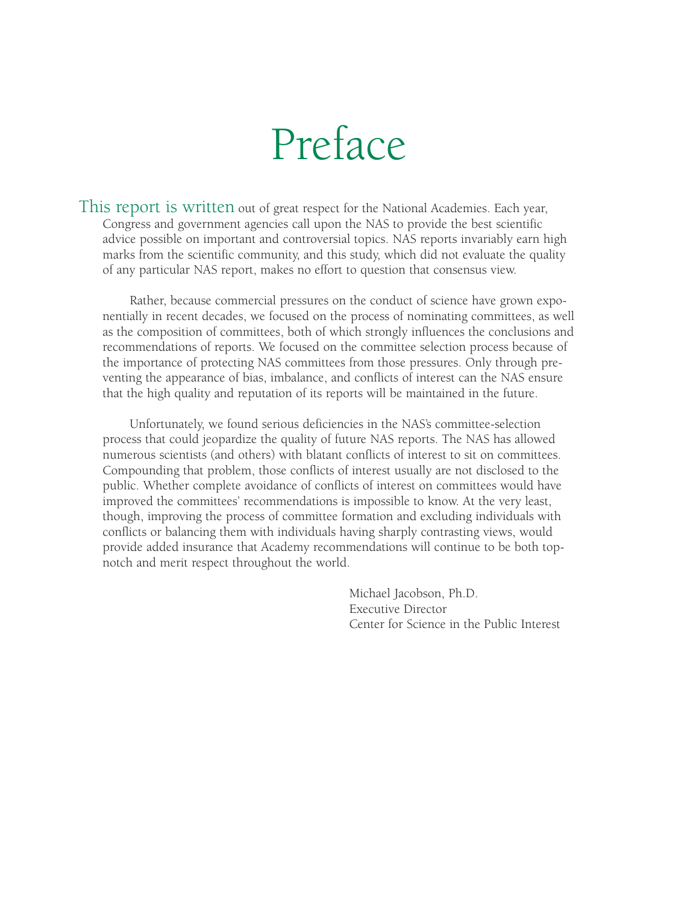# Preface

This report is written out of great respect for the National Academies. Each year, Congress and government agencies call upon the NAS to provide the best scientific advice possible on important and controversial topics. NAS reports invariably earn high marks from the scientific community, and this study, which did not evaluate the quality of any particular NAS report, makes no effort to question that consensus view.

Rather, because commercial pressures on the conduct of science have grown exponentially in recent decades, we focused on the process of nominating committees, as well as the composition of committees, both of which strongly influences the conclusions and recommendations of reports. We focused on the committee selection process because of the importance of protecting NAS committees from those pressures. Only through preventing the appearance of bias, imbalance, and conflicts of interest can the NAS ensure that the high quality and reputation of its reports will be maintained in the future.

Unfortunately, we found serious deficiencies in the NAS's committee-selection process that could jeopardize the quality of future NAS reports. The NAS has allowed numerous scientists (and others) with blatant conflicts of interest to sit on committees. Compounding that problem, those conflicts of interest usually are not disclosed to the public. Whether complete avoidance of conflicts of interest on committees would have improved the committees' recommendations is impossible to know. At the very least, though, improving the process of committee formation and excluding individuals with conflicts or balancing them with individuals having sharply contrasting views, would provide added insurance that Academy recommendations will continue to be both top-notch and merit respect throughout the world.

Michael Jacobson, Ph.D.
Executive Director
Center for Science in the Public Interest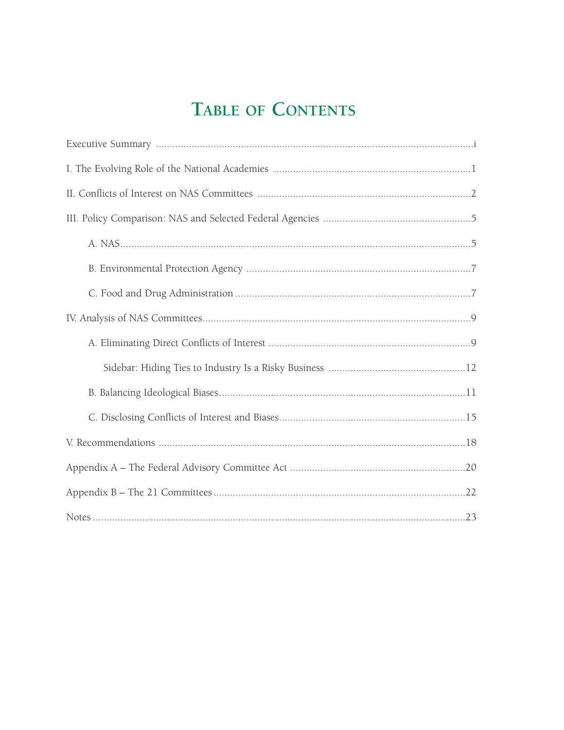# Table of Contents

Executive Summary ....i

I. The Evolving Role of the National Academies ....1

II. Conflicts of Interest on NAS Committees ....2

III. Policy Comparison: NAS and Selected Federal Agencies ....5

- A. NAS....5
- B. Environmental Protection Agency ....7
- C. Food and Drug Administration ....7

IV. Analysis of NAS Committees....9

- A. Eliminating Direct Conflicts of Interest ....9
  - Sidebar: Hiding Ties to Industry Is a Risky Business ....12
- B. Balancing Ideological Biases....11
- C. Disclosing Conflicts of Interest and Biases....15

V. Recommendations ....18

Appendix A – The Federal Advisory Committee Act ....20

Appendix B – The 21 Committees....22

Notes ....23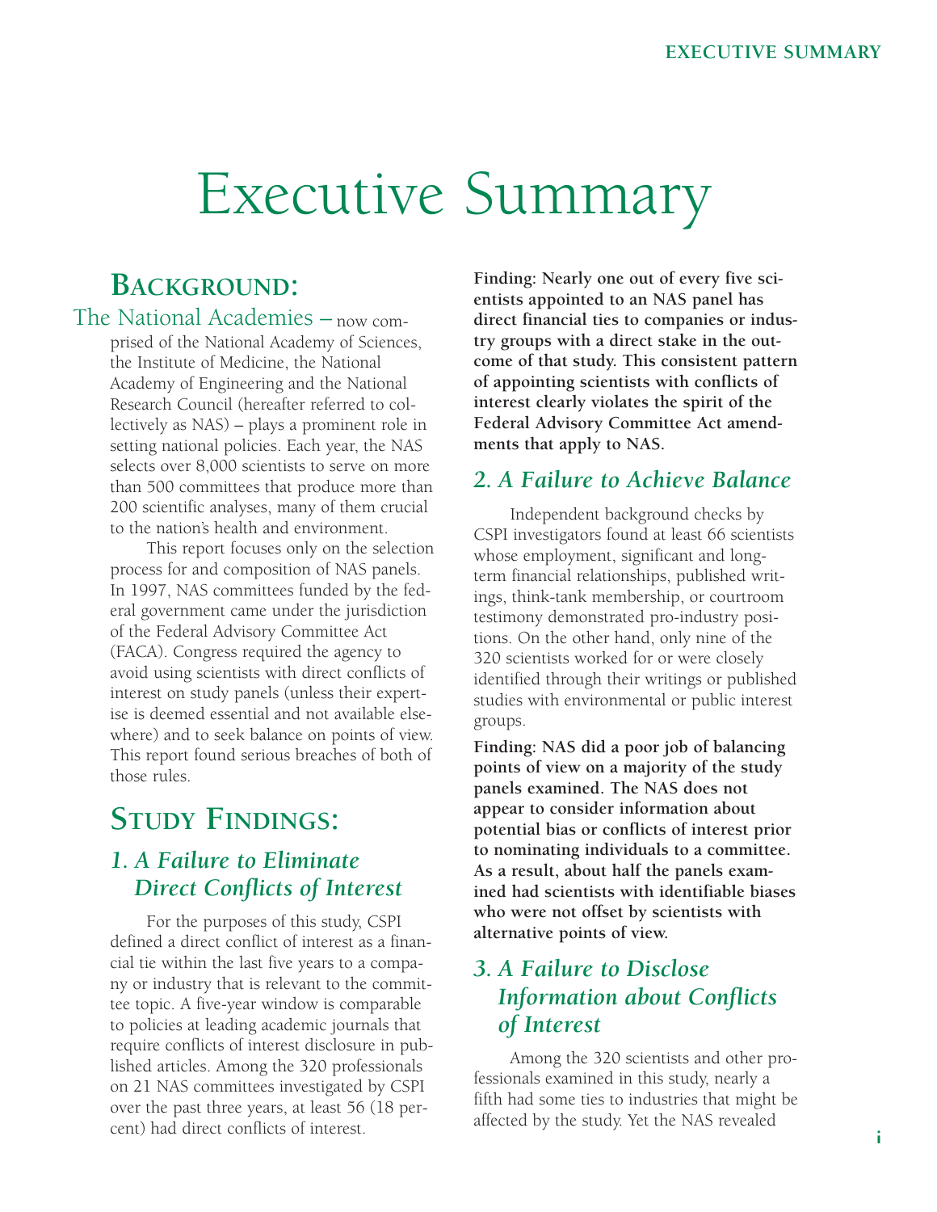# Executive Summary

## Background:

The National Academies – now comprised of the National Academy of Sciences, the Institute of Medicine, the National Academy of Engineering and the National Research Council (hereafter referred to collectively as NAS) – plays a prominent role in setting national policies. Each year, the NAS selects over 8,000 scientists to serve on more than 500 committees that produce more than 200 scientific analyses, many of them crucial to the nation's health and environment.

This report focuses only on the selection process for and composition of NAS panels. In 1997, NAS committees funded by the federal government came under the jurisdiction of the Federal Advisory Committee Act (FACA). Congress required the agency to avoid using scientists with direct conflicts of interest on study panels (unless their expertise is deemed essential and not available elsewhere) and to seek balance on points of view. This report found serious breaches of both of those rules.

## Study Findings:

### *1. A Failure to Eliminate Direct Conflicts of Interest*

For the purposes of this study, CSPI defined a direct conflict of interest as a financial tie within the last five years to a company or industry that is relevant to the committee topic. A five-year window is comparable to policies at leading academic journals that require conflicts of interest disclosure in published articles. Among the 320 professionals on 21 NAS committees investigated by CSPI over the past three years, at least 56 (18 percent) had direct conflicts of interest.

**Finding: Nearly one out of every five scientists appointed to an NAS panel has direct financial ties to companies or industry groups with a direct stake in the outcome of that study. This consistent pattern of appointing scientists with conflicts of interest clearly violates the spirit of the Federal Advisory Committee Act amendments that apply to NAS.**

### *2. A Failure to Achieve Balance*

Independent background checks by CSPI investigators found at least 66 scientists whose employment, significant and long-term financial relationships, published writings, think-tank membership, or courtroom testimony demonstrated pro-industry positions. On the other hand, only nine of the 320 scientists worked for or were closely identified through their writings or published studies with environmental or public interest groups.

**Finding: NAS did a poor job of balancing points of view on a majority of the study panels examined. The NAS does not appear to consider information about potential bias or conflicts of interest prior to nominating individuals to a committee. As a result, about half the panels examined had scientists with identifiable biases who were not offset by scientists with alternative points of view.**

### *3. A Failure to Disclose Information about Conflicts of Interest*

Among the 320 scientists and other professionals examined in this study, nearly a fifth had some ties to industries that might be affected by the study. Yet the NAS revealed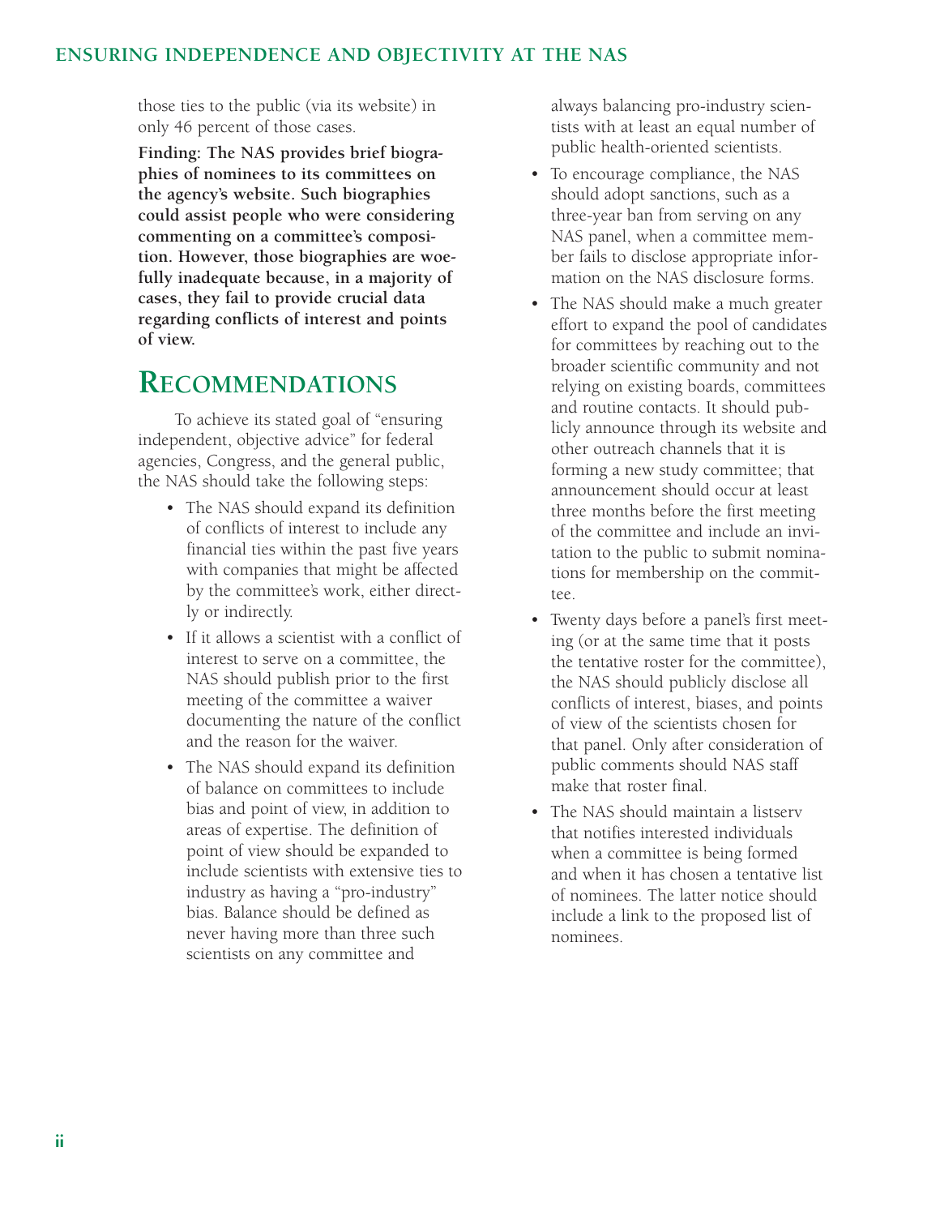those ties to the public (via its website) in only 46 percent of those cases.

**Finding: The NAS provides brief biographies of nominees to its committees on the agency's website. Such biographies could assist people who were considering commenting on a committee's composition. However, those biographies are woefully inadequate because, in a majority of cases, they fail to provide crucial data regarding conflicts of interest and points of view.**

## Recommendations

To achieve its stated goal of "ensuring independent, objective advice" for federal agencies, Congress, and the general public, the NAS should take the following steps:

- The NAS should expand its definition of conflicts of interest to include any financial ties within the past five years with companies that might be affected by the committee's work, either directly or indirectly.
- If it allows a scientist with a conflict of interest to serve on a committee, the NAS should publish prior to the first meeting of the committee a waiver documenting the nature of the conflict and the reason for the waiver.
- The NAS should expand its definition of balance on committees to include bias and point of view, in addition to areas of expertise. The definition of point of view should be expanded to include scientists with extensive ties to industry as having a "pro-industry" bias. Balance should be defined as never having more than three such scientists on any committee and always balancing pro-industry scientists with at least an equal number of public health-oriented scientists.
- To encourage compliance, the NAS should adopt sanctions, such as a three-year ban from serving on any NAS panel, when a committee member fails to disclose appropriate information on the NAS disclosure forms.
- The NAS should make a much greater effort to expand the pool of candidates for committees by reaching out to the broader scientific community and not relying on existing boards, committees and routine contacts. It should publicly announce through its website and other outreach channels that it is forming a new study committee; that announcement should occur at least three months before the first meeting of the committee and include an invitation to the public to submit nominations for membership on the committee.
- Twenty days before a panel's first meeting (or at the same time that it posts the tentative roster for the committee), the NAS should publicly disclose all conflicts of interest, biases, and points of view of the scientists chosen for that panel. Only after consideration of public comments should NAS staff make that roster final.
- The NAS should maintain a listserv that notifies interested individuals when a committee is being formed and when it has chosen a tentative list of nominees. The latter notice should include a link to the proposed list of nominees.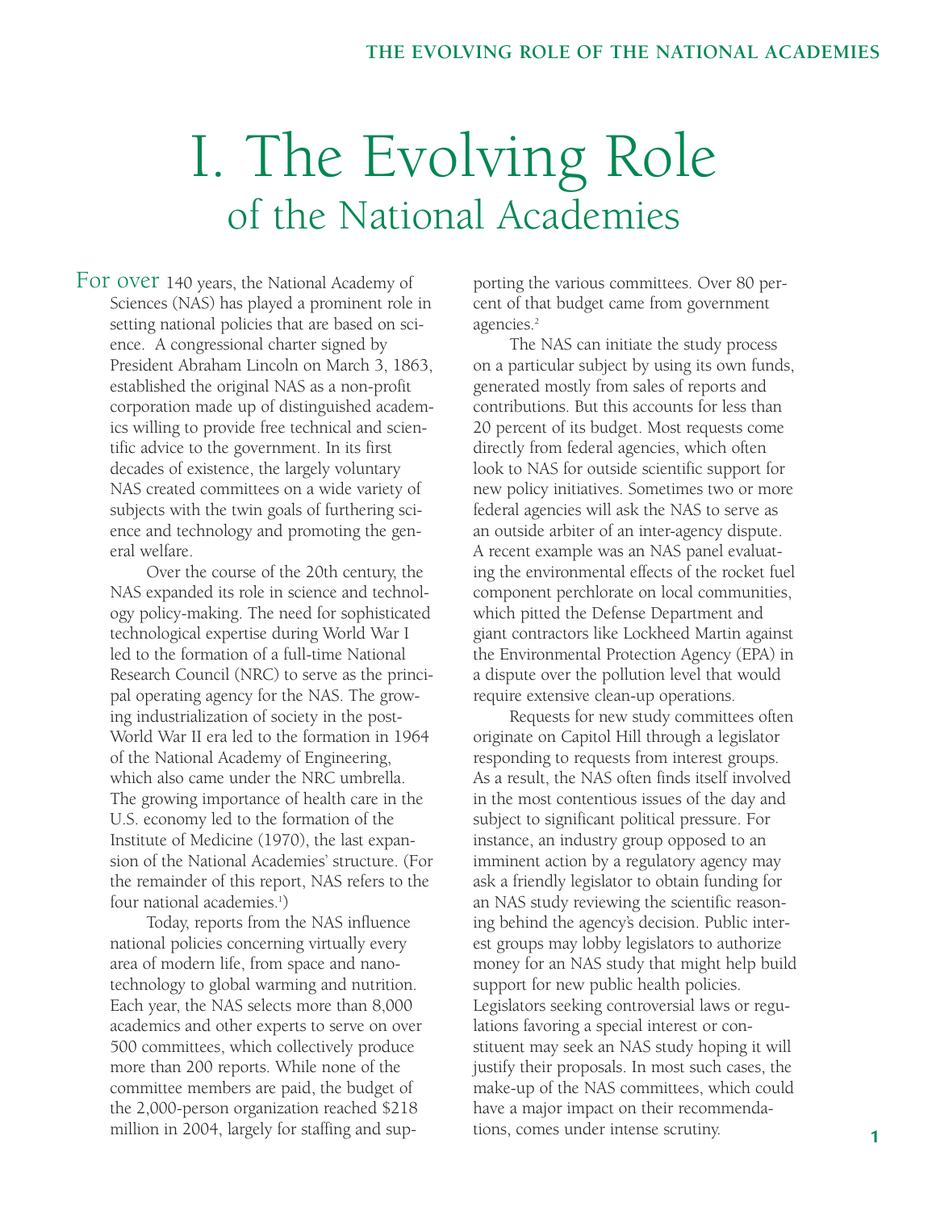# I. The Evolving Role of the National Academies

For over 140 years, the National Academy of Sciences (NAS) has played a prominent role in setting national policies that are based on science. A congressional charter signed by President Abraham Lincoln on March 3, 1863, established the original NAS as a non-profit corporation made up of distinguished academics willing to provide free technical and scientific advice to the government. In its first decades of existence, the largely voluntary NAS created committees on a wide variety of subjects with the twin goals of furthering science and technology and promoting the general welfare.

Over the course of the 20th century, the NAS expanded its role in science and technology policy-making. The need for sophisticated technological expertise during World War I led to the formation of a full-time National Research Council (NRC) to serve as the principal operating agency for the NAS. The growing industrialization of society in the post-World War II era led to the formation in 1964 of the National Academy of Engineering, which also came under the NRC umbrella. The growing importance of health care in the U.S. economy led to the formation of the Institute of Medicine (1970), the last expansion of the National Academies' structure. (For the remainder of this report, NAS refers to the four national academies.[1])

Today, reports from the NAS influence national policies concerning virtually every area of modern life, from space and nanotechnology to global warming and nutrition. Each year, the NAS selects more than 8,000 academics and other experts to serve on over 500 committees, which collectively produce more than 200 reports. While none of the committee members are paid, the budget of the 2,000-person organization reached $218 million in 2004, largely for staffing and supporting the various committees. Over 80 percent of that budget came from government agencies.[2]

The NAS can initiate the study process on a particular subject by using its own funds, generated mostly from sales of reports and contributions. But this accounts for less than 20 percent of its budget. Most requests come directly from federal agencies, which often look to NAS for outside scientific support for new policy initiatives. Sometimes two or more federal agencies will ask the NAS to serve as an outside arbiter of an inter-agency dispute. A recent example was an NAS panel evaluating the environmental effects of the rocket fuel component perchlorate on local communities, which pitted the Defense Department and giant contractors like Lockheed Martin against the Environmental Protection Agency (EPA) in a dispute over the pollution level that would require extensive clean-up operations.

Requests for new study committees often originate on Capitol Hill through a legislator responding to requests from interest groups. As a result, the NAS often finds itself involved in the most contentious issues of the day and subject to significant political pressure. For instance, an industry group opposed to an imminent action by a regulatory agency may ask a friendly legislator to obtain funding for an NAS study reviewing the scientific reasoning behind the agency's decision. Public interest groups may lobby legislators to authorize money for an NAS study that might help build support for new public health policies. Legislators seeking controversial laws or regulations favoring a special interest or constituent may seek an NAS study hoping it will justify their proposals. In most such cases, the make-up of the NAS committees, which could have a major impact on their recommendations, comes under intense scrutiny.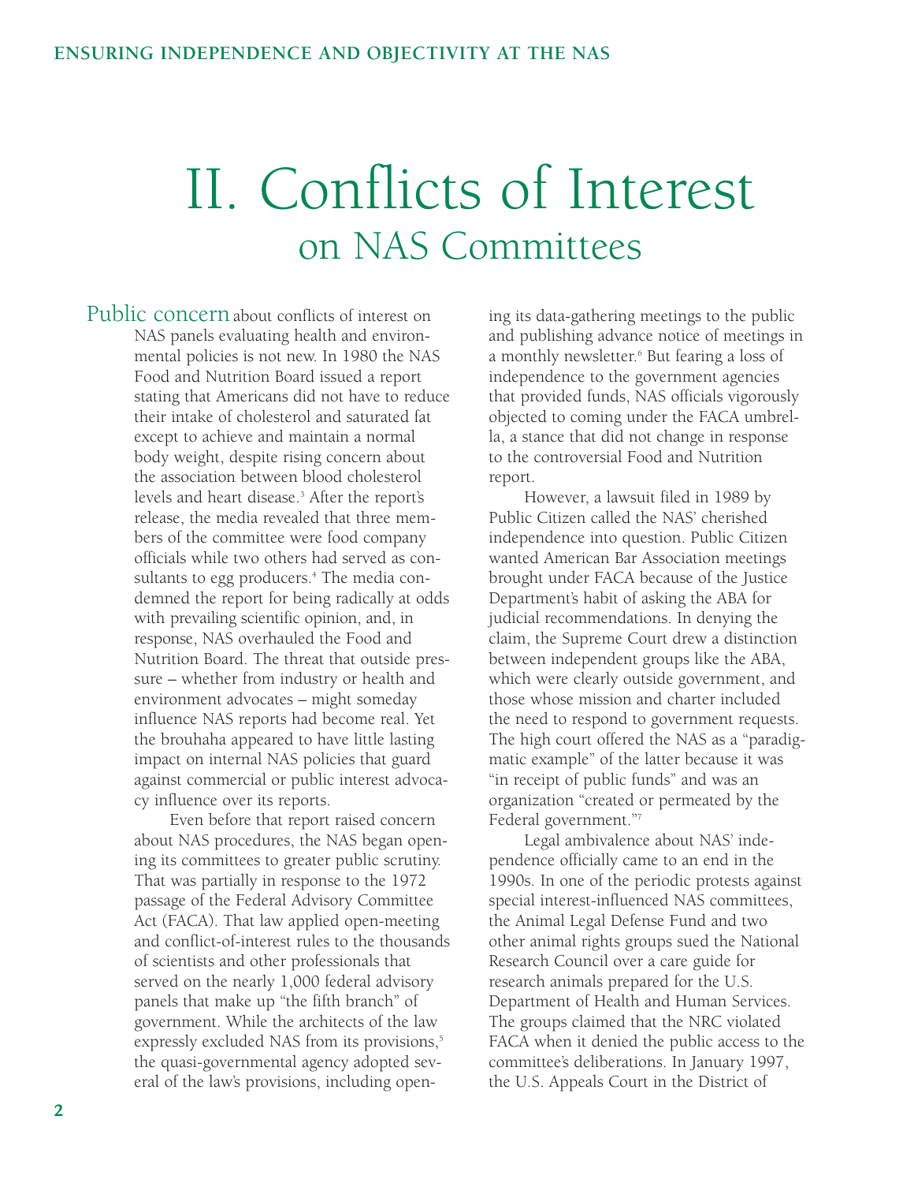# II. Conflicts of Interest on NAS Committees

Public concern about conflicts of interest on NAS panels evaluating health and environmental policies is not new. In 1980 the NAS Food and Nutrition Board issued a report stating that Americans did not have to reduce their intake of cholesterol and saturated fat except to achieve and maintain a normal body weight, despite rising concern about the association between blood cholesterol levels and heart disease.[3] After the report's release, the media revealed that three members of the committee were food company officials while two others had served as consultants to egg producers.[4] The media condemned the report for being radically at odds with prevailing scientific opinion, and, in response, NAS overhauled the Food and Nutrition Board. The threat that outside pressure – whether from industry or health and environment advocates – might someday influence NAS reports had become real. Yet the brouhaha appeared to have little lasting impact on internal NAS policies that guard against commercial or public interest advocacy influence over its reports.

Even before that report raised concern about NAS procedures, the NAS began opening its committees to greater public scrutiny. That was partially in response to the 1972 passage of the Federal Advisory Committee Act (FACA). That law applied open-meeting and conflict-of-interest rules to the thousands of scientists and other professionals that served on the nearly 1,000 federal advisory panels that make up "the fifth branch" of government. While the architects of the law expressly excluded NAS from its provisions,[5] the quasi-governmental agency adopted several of the law's provisions, including opening its data-gathering meetings to the public and publishing advance notice of meetings in a monthly newsletter.[6] But fearing a loss of independence to the government agencies that provided funds, NAS officials vigorously objected to coming under the FACA umbrella, a stance that did not change in response to the controversial Food and Nutrition report.

However, a lawsuit filed in 1989 by Public Citizen called the NAS' cherished independence into question. Public Citizen wanted American Bar Association meetings brought under FACA because of the Justice Department's habit of asking the ABA for judicial recommendations. In denying the claim, the Supreme Court drew a distinction between independent groups like the ABA, which were clearly outside government, and those whose mission and charter included the need to respond to government requests. The high court offered the NAS as a "paradigmatic example" of the latter because it was "in receipt of public funds" and was an organization "created or permeated by the Federal government."[7]

Legal ambivalence about NAS' independence officially came to an end in the 1990s. In one of the periodic protests against special interest-influenced NAS committees, the Animal Legal Defense Fund and two other animal rights groups sued the National Research Council over a care guide for research animals prepared for the U.S. Department of Health and Human Services. The groups claimed that the NRC violated FACA when it denied the public access to the committee's deliberations. In January 1997, the U.S. Appeals Court in the District of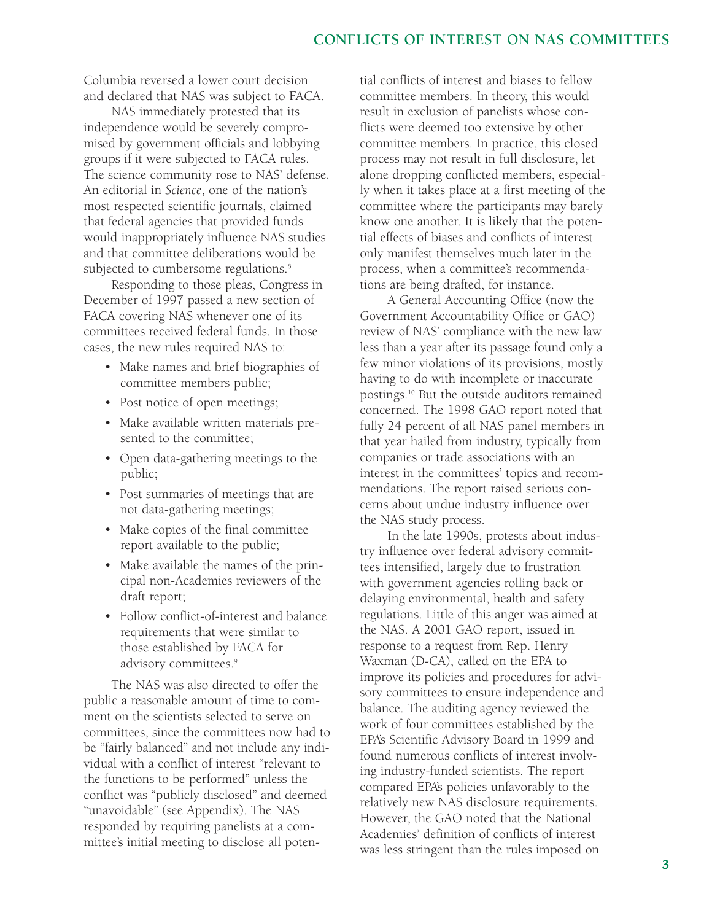Columbia reversed a lower court decision and declared that NAS was subject to FACA.

NAS immediately protested that its independence would be severely compromised by government officials and lobbying groups if it were subjected to FACA rules. The science community rose to NAS' defense. An editorial in *Science*, one of the nation's most respected scientific journals, claimed that federal agencies that provided funds would inappropriately influence NAS studies and that committee deliberations would be subjected to cumbersome regulations.[8]

Responding to those pleas, Congress in December of 1997 passed a new section of FACA covering NAS whenever one of its committees received federal funds. In those cases, the new rules required NAS to:

- Make names and brief biographies of committee members public;
- Post notice of open meetings;
- Make available written materials presented to the committee;
- Open data-gathering meetings to the public;
- Post summaries of meetings that are not data-gathering meetings;
- Make copies of the final committee report available to the public;
- Make available the names of the principal non-Academies reviewers of the draft report;
- Follow conflict-of-interest and balance requirements that were similar to those established by FACA for advisory committees.[9]

The NAS was also directed to offer the public a reasonable amount of time to comment on the scientists selected to serve on committees, since the committees now had to be "fairly balanced" and not include any individual with a conflict of interest "relevant to the functions to be performed" unless the conflict was "publicly disclosed" and deemed "unavoidable" (see Appendix). The NAS responded by requiring panelists at a committee's initial meeting to disclose all potential conflicts of interest and biases to fellow committee members. In theory, this would result in exclusion of panelists whose conflicts were deemed too extensive by other committee members. In practice, this closed process may not result in full disclosure, let alone dropping conflicted members, especially when it takes place at a first meeting of the committee where the participants may barely know one another. It is likely that the potential effects of biases and conflicts of interest only manifest themselves much later in the process, when a committee's recommendations are being drafted, for instance.

A General Accounting Office (now the Government Accountability Office or GAO) review of NAS' compliance with the new law less than a year after its passage found only a few minor violations of its provisions, mostly having to do with incomplete or inaccurate postings.[10] But the outside auditors remained concerned. The 1998 GAO report noted that fully 24 percent of all NAS panel members in that year hailed from industry, typically from companies or trade associations with an interest in the committees' topics and recommendations. The report raised serious concerns about undue industry influence over the NAS study process.

In the late 1990s, protests about industry influence over federal advisory committees intensified, largely due to frustration with government agencies rolling back or delaying environmental, health and safety regulations. Little of this anger was aimed at the NAS. A 2001 GAO report, issued in response to a request from Rep. Henry Waxman (D-CA), called on the EPA to improve its policies and procedures for advisory committees to ensure independence and balance. The auditing agency reviewed the work of four committees established by the EPA's Scientific Advisory Board in 1999 and found numerous conflicts of interest involving industry-funded scientists. The report compared EPA's policies unfavorably to the relatively new NAS disclosure requirements. However, the GAO noted that the National Academies' definition of conflicts of interest was less stringent than the rules imposed on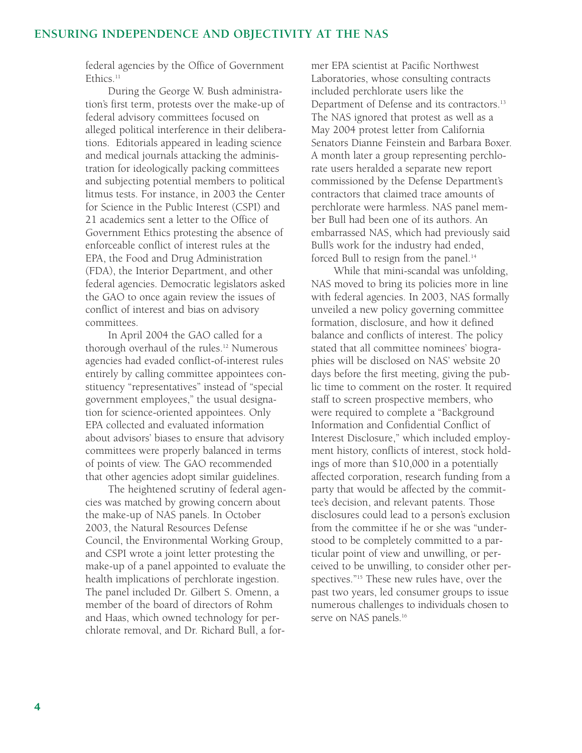federal agencies by the Office of Government Ethics.[11]

During the George W. Bush administration's first term, protests over the make-up of federal advisory committees focused on alleged political interference in their deliberations. Editorials appeared in leading science and medical journals attacking the administration for ideologically packing committees and subjecting potential members to political litmus tests. For instance, in 2003 the Center for Science in the Public Interest (CSPI) and 21 academics sent a letter to the Office of Government Ethics protesting the absence of enforceable conflict of interest rules at the EPA, the Food and Drug Administration (FDA), the Interior Department, and other federal agencies. Democratic legislators asked the GAO to once again review the issues of conflict of interest and bias on advisory committees.

In April 2004 the GAO called for a thorough overhaul of the rules.[12] Numerous agencies had evaded conflict-of-interest rules entirely by calling committee appointees constituency "representatives" instead of "special government employees," the usual designation for science-oriented appointees. Only EPA collected and evaluated information about advisors' biases to ensure that advisory committees were properly balanced in terms of points of view. The GAO recommended that other agencies adopt similar guidelines.

The heightened scrutiny of federal agencies was matched by growing concern about the make-up of NAS panels. In October 2003, the Natural Resources Defense Council, the Environmental Working Group, and CSPI wrote a joint letter protesting the make-up of a panel appointed to evaluate the health implications of perchlorate ingestion. The panel included Dr. Gilbert S. Omenn, a member of the board of directors of Rohm and Haas, which owned technology for perchlorate removal, and Dr. Richard Bull, a former EPA scientist at Pacific Northwest Laboratories, whose consulting contracts included perchlorate users like the Department of Defense and its contractors.[13] The NAS ignored that protest as well as a May 2004 protest letter from California Senators Dianne Feinstein and Barbara Boxer. A month later a group representing perchlorate users heralded a separate new report commissioned by the Defense Department's contractors that claimed trace amounts of perchlorate were harmless. NAS panel member Bull had been one of its authors. An embarrassed NAS, which had previously said Bull's work for the industry had ended, forced Bull to resign from the panel.[14]

While that mini-scandal was unfolding, NAS moved to bring its policies more in line with federal agencies. In 2003, NAS formally unveiled a new policy governing committee formation, disclosure, and how it defined balance and conflicts of interest. The policy stated that all committee nominees' biographies will be disclosed on NAS' website 20 days before the first meeting, giving the public time to comment on the roster. It required staff to screen prospective members, who were required to complete a "Background Information and Confidential Conflict of Interest Disclosure," which included employment history, conflicts of interest, stock holdings of more than $10,000 in a potentially affected corporation, research funding from a party that would be affected by the committee's decision, and relevant patents. Those disclosures could lead to a person's exclusion from the committee if he or she was "understood to be completely committed to a particular point of view and unwilling, or perceived to be unwilling, to consider other perspectives."[15] These new rules have, over the past two years, led consumer groups to issue numerous challenges to individuals chosen to serve on NAS panels.[16]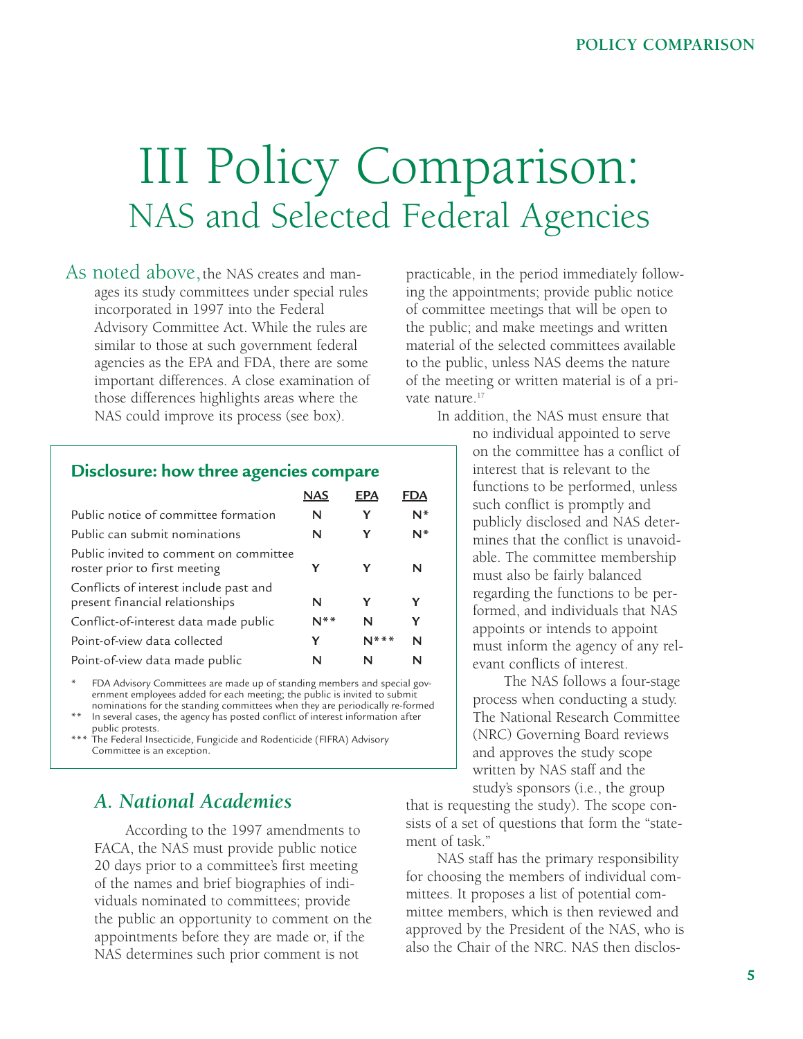# III Policy Comparison: NAS and Selected Federal Agencies

As noted above, the NAS creates and manages its study committees under special rules incorporated in 1997 into the Federal Advisory Committee Act. While the rules are similar to those at such government federal agencies as the EPA and FDA, there are some important differences. A close examination of those differences highlights areas where the NAS could improve its process (see box).

**Disclosure: how three agencies compare**

| | NAS | EPA | FDA |
|---|---|---|---|
| Public notice of committee formation | N | Y | N* |
| Public can submit nominations | N | Y | N* |
| Public invited to comment on committee roster prior to first meeting | Y | Y | N |
| Conflicts of interest include past and present financial relationships | N | Y | Y |
| Conflict-of-interest data made public | N** | N | Y |
| Point-of-view data collected | Y | N*** | N |
| Point-of-view data made public | N | N | N |

\* FDA Advisory Committees are made up of standing members and special government employees added for each meeting; the public is invited to submit nominations for the standing committees when they are periodically re-formed

\** In several cases, the agency has posted conflict of interest information after public protests.

\*** The Federal Insecticide, Fungicide and Rodenticide (FIFRA) Advisory Committee is an exception.

## A. National Academies

According to the 1997 amendments to FACA, the NAS must provide public notice 20 days prior to a committee's first meeting of the names and brief biographies of individuals nominated to committees; provide the public an opportunity to comment on the appointments before they are made or, if the NAS determines such prior comment is not practicable, in the period immediately following the appointments; provide public notice of committee meetings that will be open to the public; and make meetings and written material of the selected committees available to the public, unless NAS deems the nature of the meeting or written material is of a private nature.[17]

In addition, the NAS must ensure that no individual appointed to serve on the committee has a conflict of interest that is relevant to the functions to be performed, unless such conflict is promptly and publicly disclosed and NAS determines that the conflict is unavoidable. The committee membership must also be fairly balanced regarding the functions to be performed, and individuals that NAS appoints or intends to appoint must inform the agency of any relevant conflicts of interest.

The NAS follows a four-stage process when conducting a study. The National Research Committee (NRC) Governing Board reviews and approves the study scope written by NAS staff and the study's sponsors (i.e., the group that is requesting the study). The scope consists of a set of questions that form the "statement of task."

NAS staff has the primary responsibility for choosing the members of individual committees. It proposes a list of potential committee members, which is then reviewed and approved by the President of the NAS, who is also the Chair of the NRC. NAS then disclos-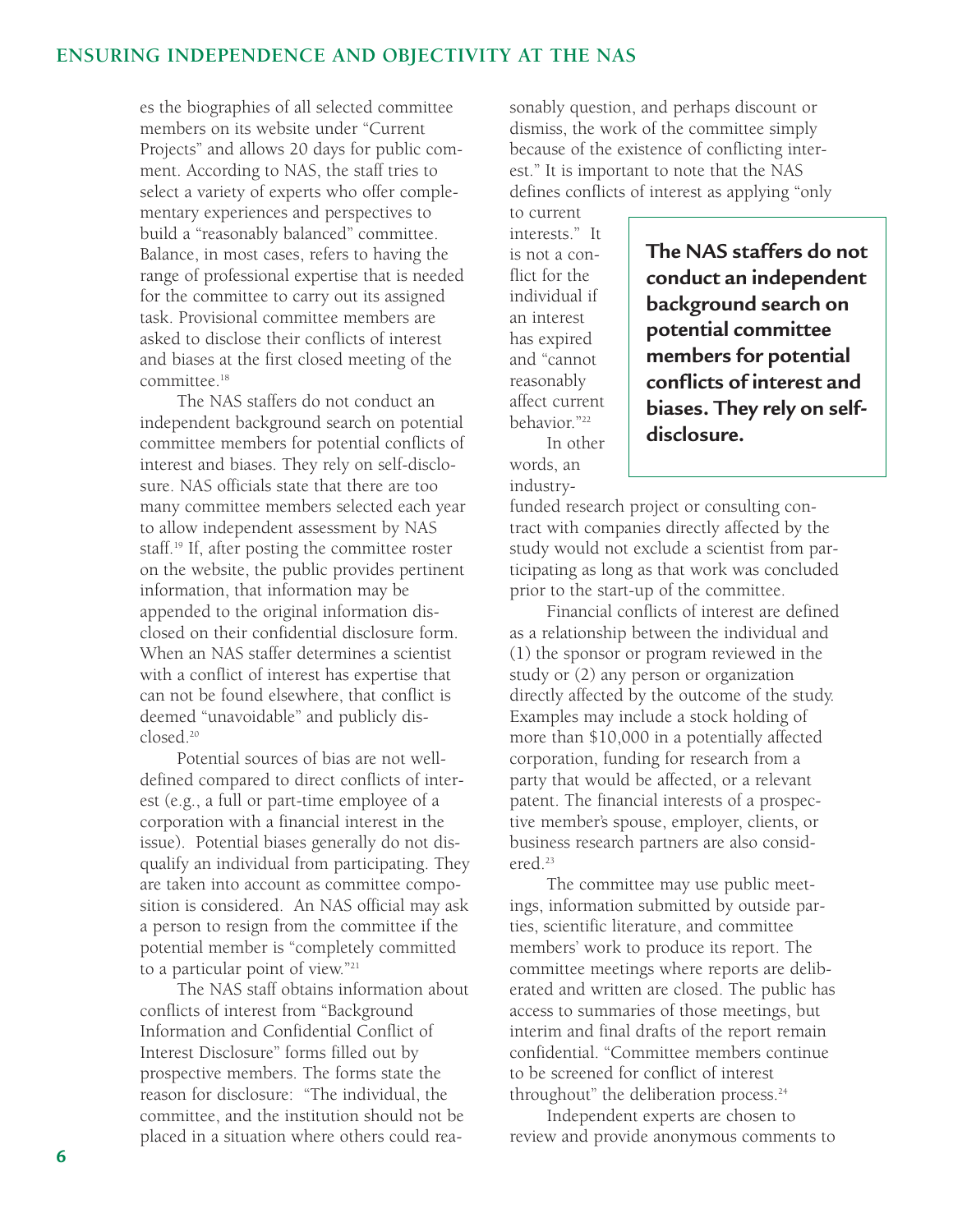es the biographies of all selected committee members on its website under "Current Projects" and allows 20 days for public comment. According to NAS, the staff tries to select a variety of experts who offer complementary experiences and perspectives to build a "reasonably balanced" committee. Balance, in most cases, refers to having the range of professional expertise that is needed for the committee to carry out its assigned task. Provisional committee members are asked to disclose their conflicts of interest and biases at the first closed meeting of the committee.[18]

The NAS staffers do not conduct an independent background search on potential committee members for potential conflicts of interest and biases. They rely on self-disclosure. NAS officials state that there are too many committee members selected each year to allow independent assessment by NAS staff.[19] If, after posting the committee roster on the website, the public provides pertinent information, that information may be appended to the original information disclosed on their confidential disclosure form. When an NAS staffer determines a scientist with a conflict of interest has expertise that can not be found elsewhere, that conflict is deemed "unavoidable" and publicly disclosed.[20]

Potential sources of bias are not well-defined compared to direct conflicts of interest (e.g., a full or part-time employee of a corporation with a financial interest in the issue). Potential biases generally do not disqualify an individual from participating. They are taken into account as committee composition is considered. An NAS official may ask a person to resign from the committee if the potential member is "completely committed to a particular point of view."[21]

The NAS staff obtains information about conflicts of interest from "Background Information and Confidential Conflict of Interest Disclosure" forms filled out by prospective members. The forms state the reason for disclosure: "The individual, the committee, and the institution should not be placed in a situation where others could reasonably question, and perhaps discount or dismiss, the work of the committee simply because of the existence of conflicting interest." It is important to note that the NAS defines conflicts of interest as applying "only to current interests." It is not a conflict for the individual if an interest has expired and "cannot reasonably affect current behavior."[22]

> **The NAS staffers do not conduct an independent background search on potential committee members for potential conflicts of interest and biases. They rely on self-disclosure.**

In other words, an industry-funded research project or consulting contract with companies directly affected by the study would not exclude a scientist from participating as long as that work was concluded prior to the start-up of the committee.

Financial conflicts of interest are defined as a relationship between the individual and (1) the sponsor or program reviewed in the study or (2) any person or organization directly affected by the outcome of the study. Examples may include a stock holding of more than $10,000 in a potentially affected corporation, funding for research from a party that would be affected, or a relevant patent. The financial interests of a prospective member's spouse, employer, clients, or business research partners are also considered.[23]

The committee may use public meetings, information submitted by outside parties, scientific literature, and committee members' work to produce its report. The committee meetings where reports are deliberated and written are closed. The public has access to summaries of those meetings, but interim and final drafts of the report remain confidential. "Committee members continue to be screened for conflict of interest throughout" the deliberation process.[24]

Independent experts are chosen to review and provide anonymous comments to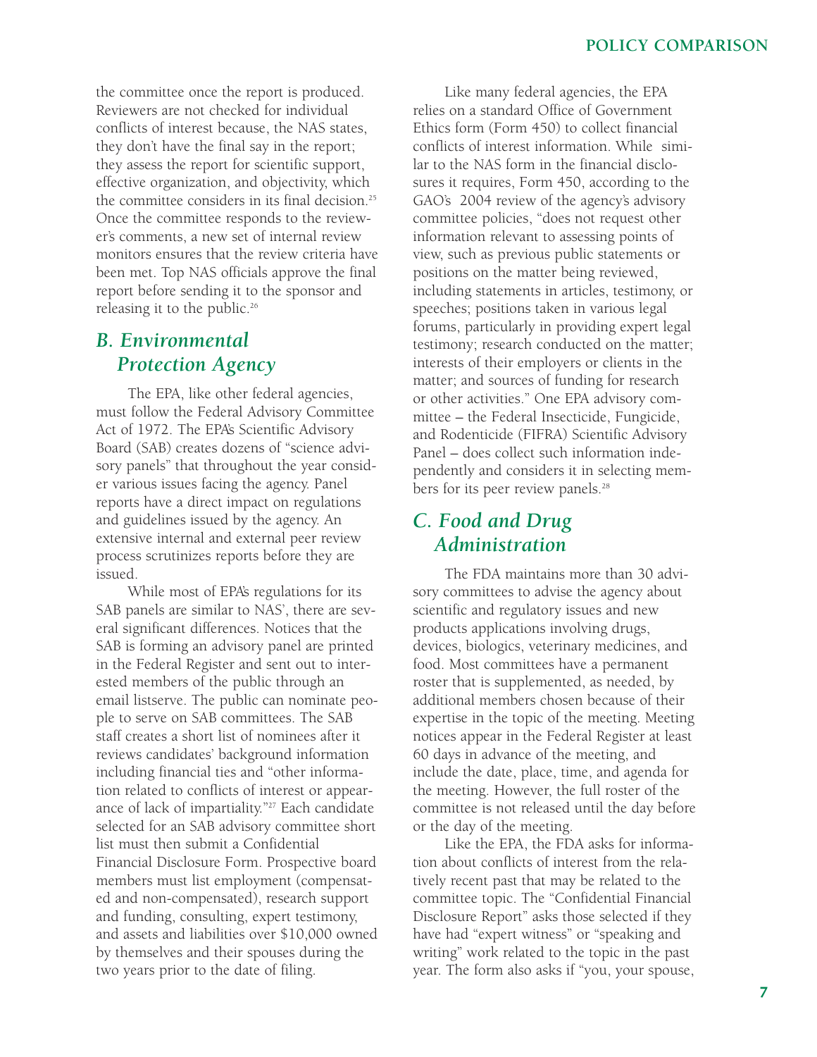the committee once the report is produced. Reviewers are not checked for individual conflicts of interest because, the NAS states, they don't have the final say in the report; they assess the report for scientific support, effective organization, and objectivity, which the committee considers in its final decision.[25] Once the committee responds to the reviewer's comments, a new set of internal review monitors ensures that the review criteria have been met. Top NAS officials approve the final report before sending it to the sponsor and releasing it to the public.[26]

## B. Environmental Protection Agency

The EPA, like other federal agencies, must follow the Federal Advisory Committee Act of 1972. The EPA's Scientific Advisory Board (SAB) creates dozens of "science advisory panels" that throughout the year consider various issues facing the agency. Panel reports have a direct impact on regulations and guidelines issued by the agency. An extensive internal and external peer review process scrutinizes reports before they are issued.

While most of EPA's regulations for its SAB panels are similar to NAS', there are several significant differences. Notices that the SAB is forming an advisory panel are printed in the Federal Register and sent out to interested members of the public through an email listserve. The public can nominate people to serve on SAB committees. The SAB staff creates a short list of nominees after it reviews candidates' background information including financial ties and "other information related to conflicts of interest or appearance of lack of impartiality."[27] Each candidate selected for an SAB advisory committee short list must then submit a Confidential Financial Disclosure Form. Prospective board members must list employment (compensated and non-compensated), research support and funding, consulting, expert testimony, and assets and liabilities over $10,000 owned by themselves and their spouses during the two years prior to the date of filing.

Like many federal agencies, the EPA relies on a standard Office of Government Ethics form (Form 450) to collect financial conflicts of interest information. While similar to the NAS form in the financial disclosures it requires, Form 450, according to the GAO's 2004 review of the agency's advisory committee policies, "does not request other information relevant to assessing points of view, such as previous public statements or positions on the matter being reviewed, including statements in articles, testimony, or speeches; positions taken in various legal forums, particularly in providing expert legal testimony; research conducted on the matter; interests of their employers or clients in the matter; and sources of funding for research or other activities." One EPA advisory committee – the Federal Insecticide, Fungicide, and Rodenticide (FIFRA) Scientific Advisory Panel – does collect such information independently and considers it in selecting members for its peer review panels.[28]

## C. Food and Drug Administration

The FDA maintains more than 30 advisory committees to advise the agency about scientific and regulatory issues and new products applications involving drugs, devices, biologics, veterinary medicines, and food. Most committees have a permanent roster that is supplemented, as needed, by additional members chosen because of their expertise in the topic of the meeting. Meeting notices appear in the Federal Register at least 60 days in advance of the meeting, and include the date, place, time, and agenda for the meeting. However, the full roster of the committee is not released until the day before or the day of the meeting.

Like the EPA, the FDA asks for information about conflicts of interest from the relatively recent past that may be related to the committee topic. The "Confidential Financial Disclosure Report" asks those selected if they have had "expert witness" or "speaking and writing" work related to the topic in the past year. The form also asks if "you, your spouse,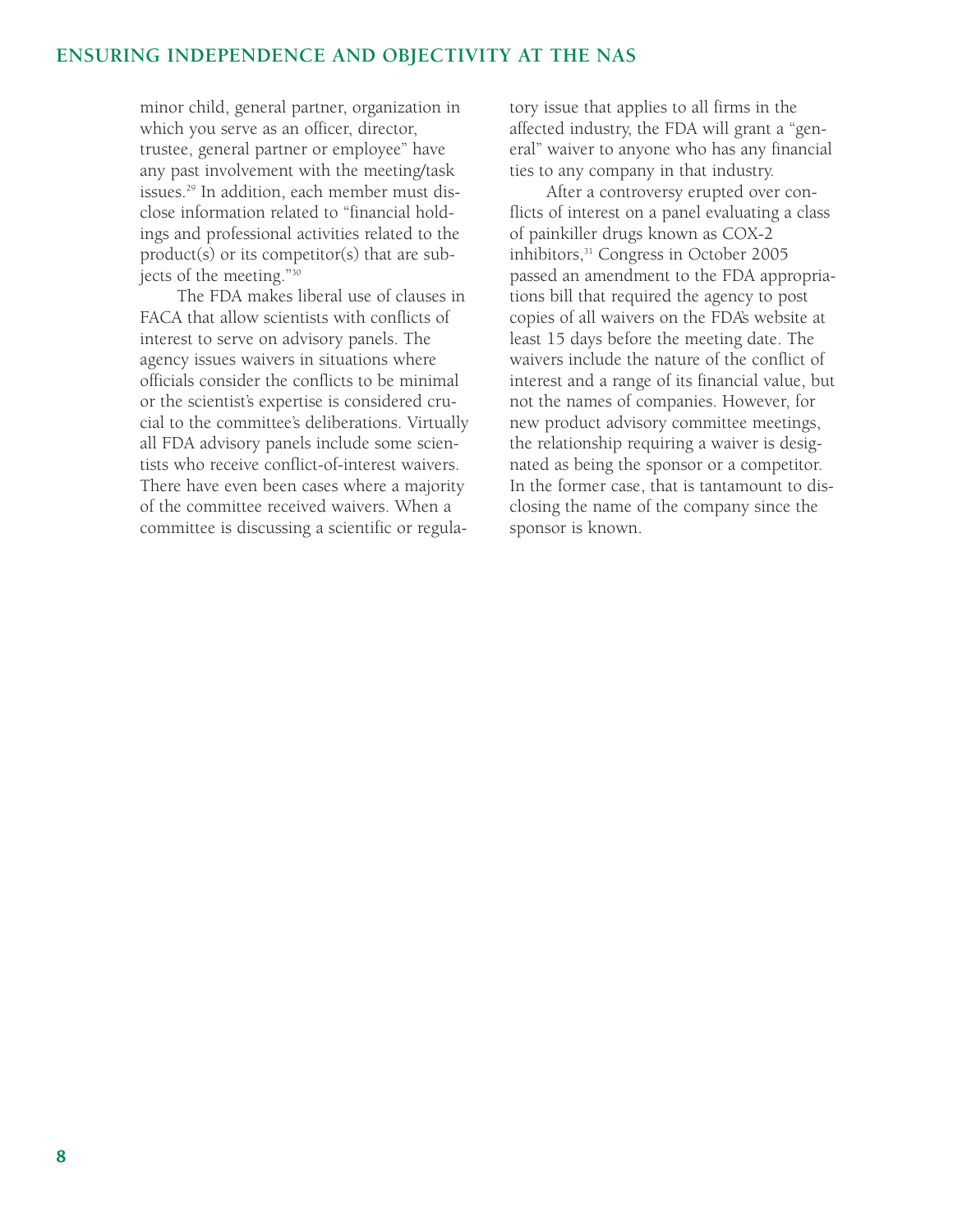minor child, general partner, organization in which you serve as an officer, director, trustee, general partner or employee" have any past involvement with the meeting/task issues.[29] In addition, each member must disclose information related to "financial holdings and professional activities related to the product(s) or its competitor(s) that are subjects of the meeting."[30]

The FDA makes liberal use of clauses in FACA that allow scientists with conflicts of interest to serve on advisory panels. The agency issues waivers in situations where officials consider the conflicts to be minimal or the scientist's expertise is considered crucial to the committee's deliberations. Virtually all FDA advisory panels include some scientists who receive conflict-of-interest waivers. There have even been cases where a majority of the committee received waivers. When a committee is discussing a scientific or regulatory issue that applies to all firms in the affected industry, the FDA will grant a "general" waiver to anyone who has any financial ties to any company in that industry.

After a controversy erupted over conflicts of interest on a panel evaluating a class of painkiller drugs known as COX-2 inhibitors,[31] Congress in October 2005 passed an amendment to the FDA appropriations bill that required the agency to post copies of all waivers on the FDA's website at least 15 days before the meeting date. The waivers include the nature of the conflict of interest and a range of its financial value, but not the names of companies. However, for new product advisory committee meetings, the relationship requiring a waiver is designated as being the sponsor or a competitor. In the former case, that is tantamount to disclosing the name of the company since the sponsor is known.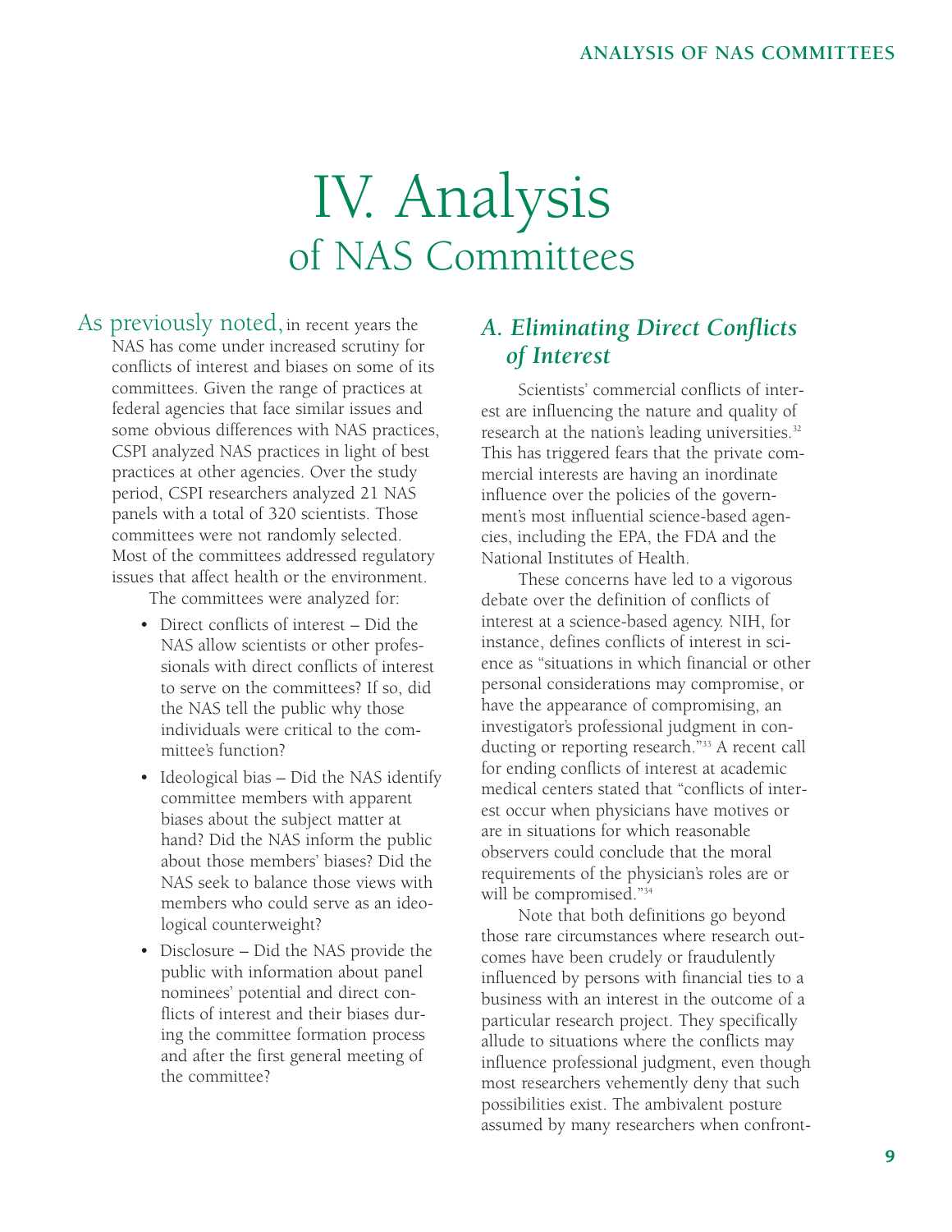# IV. Analysis of NAS Committees

As previously noted, in recent years the NAS has come under increased scrutiny for conflicts of interest and biases on some of its committees. Given the range of practices at federal agencies that face similar issues and some obvious differences with NAS practices, CSPI analyzed NAS practices in light of best practices at other agencies. Over the study period, CSPI researchers analyzed 21 NAS panels with a total of 320 scientists. Those committees were not randomly selected. Most of the committees addressed regulatory issues that affect health or the environment.

The committees were analyzed for:

- Direct conflicts of interest – Did the NAS allow scientists or other professionals with direct conflicts of interest to serve on the committees? If so, did the NAS tell the public why those individuals were critical to the committee's function?
- Ideological bias – Did the NAS identify committee members with apparent biases about the subject matter at hand? Did the NAS inform the public about those members' biases? Did the NAS seek to balance those views with members who could serve as an ideological counterweight?
- Disclosure – Did the NAS provide the public with information about panel nominees' potential and direct conflicts of interest and their biases during the committee formation process and after the first general meeting of the committee?

## *A. Eliminating Direct Conflicts of Interest*

Scientists' commercial conflicts of interest are influencing the nature and quality of research at the nation's leading universities.[32] This has triggered fears that the private commercial interests are having an inordinate influence over the policies of the government's most influential science-based agencies, including the EPA, the FDA and the National Institutes of Health.

These concerns have led to a vigorous debate over the definition of conflicts of interest at a science-based agency. NIH, for instance, defines conflicts of interest in science as "situations in which financial or other personal considerations may compromise, or have the appearance of compromising, an investigator's professional judgment in conducting or reporting research."[33] A recent call for ending conflicts of interest at academic medical centers stated that "conflicts of interest occur when physicians have motives or are in situations for which reasonable observers could conclude that the moral requirements of the physician's roles are or will be compromised."[34]

Note that both definitions go beyond those rare circumstances where research outcomes have been crudely or fraudulently influenced by persons with financial ties to a business with an interest in the outcome of a particular research project. They specifically allude to situations where the conflicts may influence professional judgment, even though most researchers vehemently deny that such possibilities exist. The ambivalent posture assumed by many researchers when confront-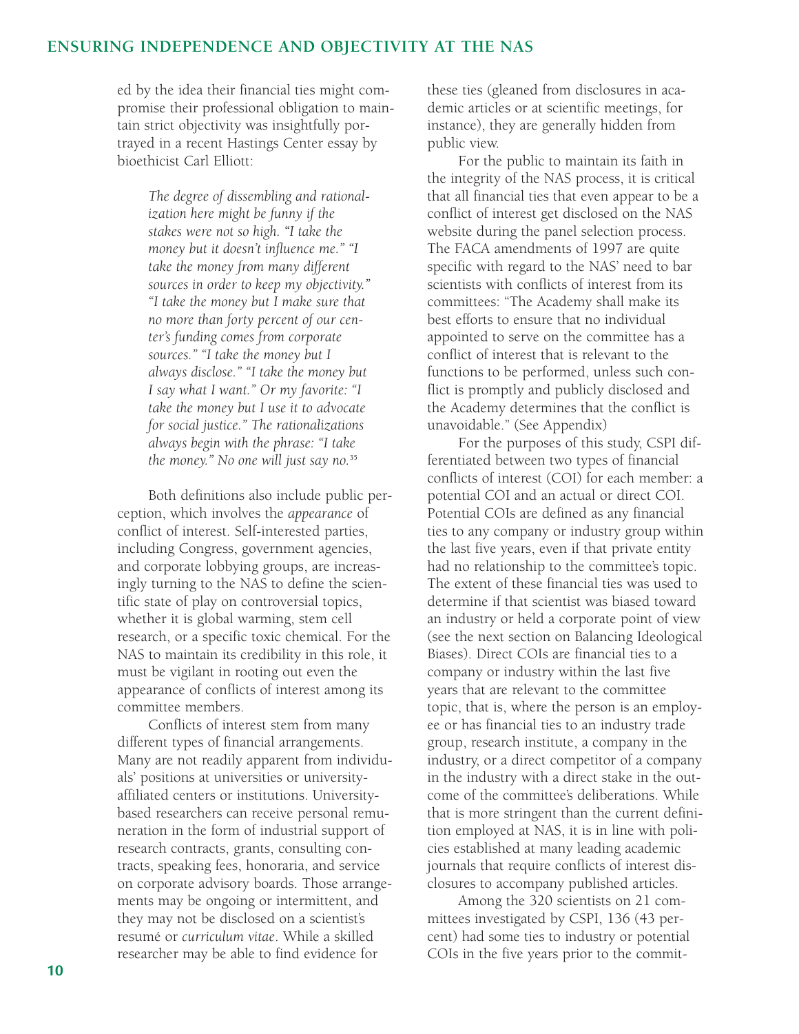ed by the idea their financial ties might compromise their professional obligation to maintain strict objectivity was insightfully portrayed in a recent Hastings Center essay by bioethicist Carl Elliott:

> *The degree of dissembling and rationalization here might be funny if the stakes were not so high. "I take the money but it doesn't influence me." "I take the money from many different sources in order to keep my objectivity." "I take the money but I make sure that no more than forty percent of our center's funding comes from corporate sources." "I take the money but I always disclose." "I take the money but I say what I want." Or my favorite: "I take the money but I use it to advocate for social justice." The rationalizations always begin with the phrase: "I take the money." No one will just say no.*[35]

Both definitions also include public perception, which involves the *appearance* of conflict of interest. Self-interested parties, including Congress, government agencies, and corporate lobbying groups, are increasingly turning to the NAS to define the scientific state of play on controversial topics, whether it is global warming, stem cell research, or a specific toxic chemical. For the NAS to maintain its credibility in this role, it must be vigilant in rooting out even the appearance of conflicts of interest among its committee members.

Conflicts of interest stem from many different types of financial arrangements. Many are not readily apparent from individuals' positions at universities or university-affiliated centers or institutions. University-based researchers can receive personal remuneration in the form of industrial support of research contracts, grants, consulting contracts, speaking fees, honoraria, and service on corporate advisory boards. Those arrangements may be ongoing or intermittent, and they may not be disclosed on a scientist's resumé or *curriculum vitae*. While a skilled researcher may be able to find evidence for these ties (gleaned from disclosures in academic articles or at scientific meetings, for instance), they are generally hidden from public view.

For the public to maintain its faith in the integrity of the NAS process, it is critical that all financial ties that even appear to be a conflict of interest get disclosed on the NAS website during the panel selection process. The FACA amendments of 1997 are quite specific with regard to the NAS' need to bar scientists with conflicts of interest from its committees: "The Academy shall make its best efforts to ensure that no individual appointed to serve on the committee has a conflict of interest that is relevant to the functions to be performed, unless such conflict is promptly and publicly disclosed and the Academy determines that the conflict is unavoidable." (See Appendix)

For the purposes of this study, CSPI differentiated between two types of financial conflicts of interest (COI) for each member: a potential COI and an actual or direct COI. Potential COIs are defined as any financial ties to any company or industry group within the last five years, even if that private entity had no relationship to the committee's topic. The extent of these financial ties was used to determine if that scientist was biased toward an industry or held a corporate point of view (see the next section on Balancing Ideological Biases). Direct COIs are financial ties to a company or industry within the last five years that are relevant to the committee topic, that is, where the person is an employee or has financial ties to an industry trade group, research institute, a company in the industry, or a direct competitor of a company in the industry with a direct stake in the outcome of the committee's deliberations. While that is more stringent than the current definition employed at NAS, it is in line with policies established at many leading academic journals that require conflicts of interest disclosures to accompany published articles.

Among the 320 scientists on 21 committees investigated by CSPI, 136 (43 percent) had some ties to industry or potential COIs in the five years prior to the commit-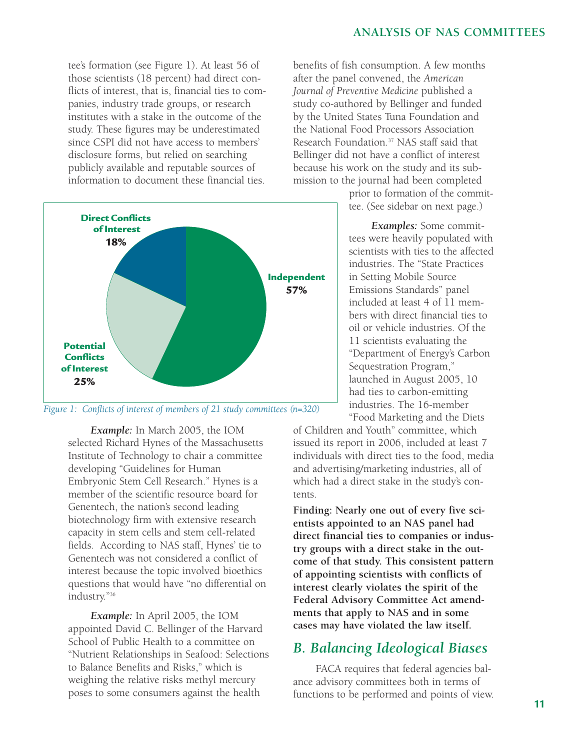tee's formation (see Figure 1). At least 56 of those scientists (18 percent) had direct conflicts of interest, that is, financial ties to companies, industry trade groups, or research institutes with a stake in the outcome of the study. These figures may be underestimated since CSPI did not have access to members' disclosure forms, but relied on searching publicly available and reputable sources of information to document these financial ties.

**Direct Conflicts of Interest 18%**

**Potential Conflicts of Interest 25%**

**Independent 57%**

*Figure 1: Conflicts of interest of members of 21 study committees (n=320)*

***Example:*** In March 2005, the IOM selected Richard Hynes of the Massachusetts Institute of Technology to chair a committee developing "Guidelines for Human Embryonic Stem Cell Research." Hynes is a member of the scientific resource board for Genentech, the nation's second leading biotechnology firm with extensive research capacity in stem cells and stem cell-related fields. According to NAS staff, Hynes' tie to Genentech was not considered a conflict of interest because the topic involved bioethics questions that would have "no differential on industry."[36]

***Example:*** In April 2005, the IOM appointed David C. Bellinger of the Harvard School of Public Health to a committee on "Nutrient Relationships in Seafood: Selections to Balance Benefits and Risks," which is weighing the relative risks methyl mercury poses to some consumers against the health benefits of fish consumption. A few months after the panel convened, the *American Journal of Preventive Medicine* published a study co-authored by Bellinger and funded by the United States Tuna Foundation and the National Food Processors Association Research Foundation.[37] NAS staff said that Bellinger did not have a conflict of interest because his work on the study and its submission to the journal had been completed prior to formation of the committee. (See sidebar on next page.)

***Examples:*** Some committees were heavily populated with scientists with ties to the affected industries. The "State Practices in Setting Mobile Source Emissions Standards" panel included at least 4 of 11 members with direct financial ties to oil or vehicle industries. Of the 11 scientists evaluating the "Department of Energy's Carbon Sequestration Program," launched in August 2005, 10 had ties to carbon-emitting industries. The 16-member "Food Marketing and the Diets of Children and Youth" committee, which issued its report in 2006, included at least 7 individuals with direct ties to the food, media and advertising/marketing industries, all of which had a direct stake in the study's contents.

**Finding: Nearly one out of every five scientists appointed to an NAS panel had direct financial ties to companies or industry groups with a direct stake in the outcome of that study. This consistent pattern of appointing scientists with conflicts of interest clearly violates the spirit of the Federal Advisory Committee Act amendments that apply to NAS and in some cases may have violated the law itself.**

## *B. Balancing Ideological Biases*

FACA requires that federal agencies balance advisory committees both in terms of functions to be performed and points of view.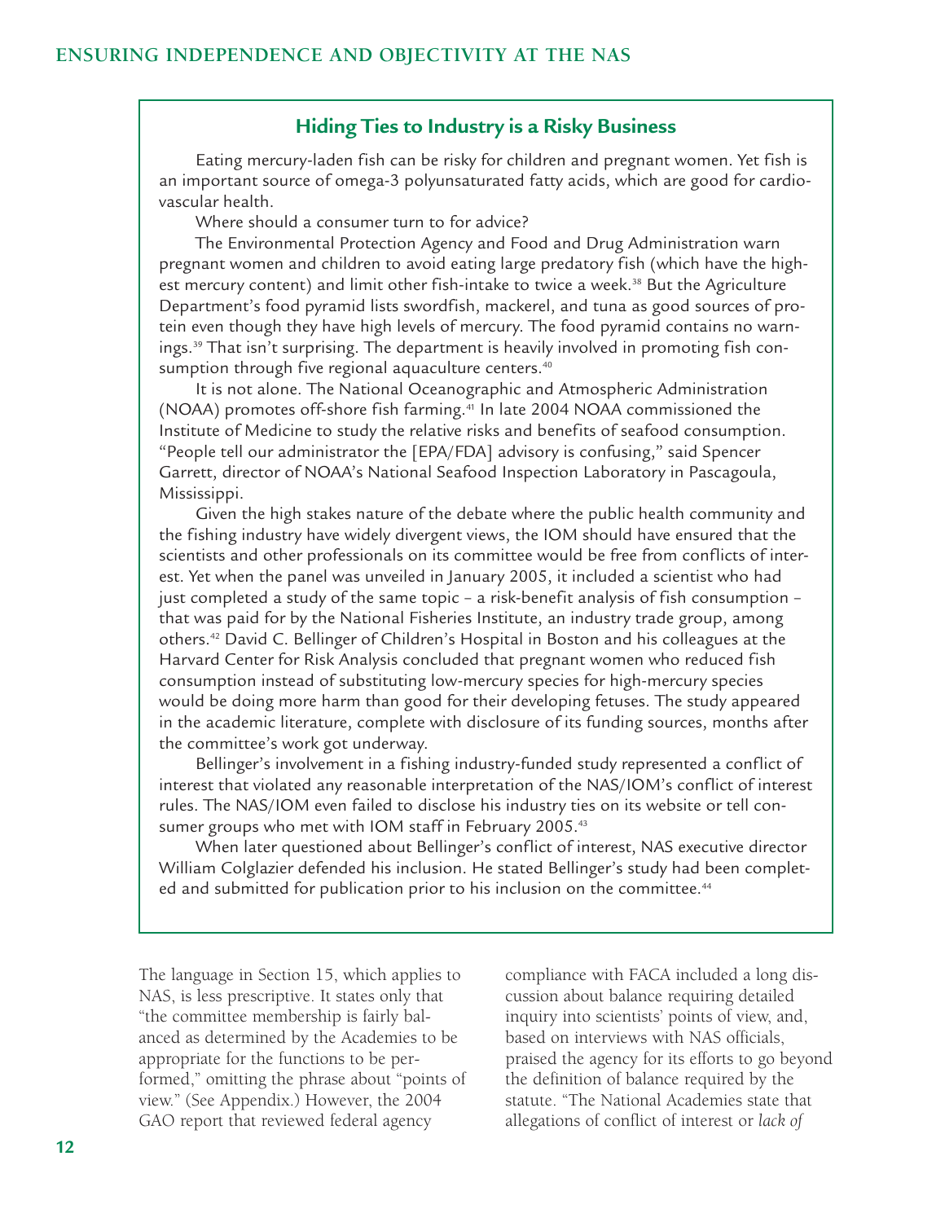### Hiding Ties to Industry is a Risky Business

Eating mercury-laden fish can be risky for children and pregnant women. Yet fish is an important source of omega-3 polyunsaturated fatty acids, which are good for cardiovascular health.

Where should a consumer turn to for advice?

The Environmental Protection Agency and Food and Drug Administration warn pregnant women and children to avoid eating large predatory fish (which have the highest mercury content) and limit other fish-intake to twice a week.[38] But the Agriculture Department's food pyramid lists swordfish, mackerel, and tuna as good sources of protein even though they have high levels of mercury. The food pyramid contains no warnings.[39] That isn't surprising. The department is heavily involved in promoting fish consumption through five regional aquaculture centers.[40]

It is not alone. The National Oceanographic and Atmospheric Administration (NOAA) promotes off-shore fish farming.[41] In late 2004 NOAA commissioned the Institute of Medicine to study the relative risks and benefits of seafood consumption. "People tell our administrator the [EPA/FDA] advisory is confusing," said Spencer Garrett, director of NOAA's National Seafood Inspection Laboratory in Pascagoula, Mississippi.

Given the high stakes nature of the debate where the public health community and the fishing industry have widely divergent views, the IOM should have ensured that the scientists and other professionals on its committee would be free from conflicts of interest. Yet when the panel was unveiled in January 2005, it included a scientist who had just completed a study of the same topic – a risk-benefit analysis of fish consumption – that was paid for by the National Fisheries Institute, an industry trade group, among others.[42] David C. Bellinger of Children's Hospital in Boston and his colleagues at the Harvard Center for Risk Analysis concluded that pregnant women who reduced fish consumption instead of substituting low-mercury species for high-mercury species would be doing more harm than good for their developing fetuses. The study appeared in the academic literature, complete with disclosure of its funding sources, months after the committee's work got underway.

Bellinger's involvement in a fishing industry-funded study represented a conflict of interest that violated any reasonable interpretation of the NAS/IOM's conflict of interest rules. The NAS/IOM even failed to disclose his industry ties on its website or tell consumer groups who met with IOM staff in February 2005.[43]

When later questioned about Bellinger's conflict of interest, NAS executive director William Colglazier defended his inclusion. He stated Bellinger's study had been completed and submitted for publication prior to his inclusion on the committee.[44]

---

The language in Section 15, which applies to NAS, is less prescriptive. It states only that "the committee membership is fairly balanced as determined by the Academies to be appropriate for the functions to be performed," omitting the phrase about "points of view." (See Appendix.) However, the 2004 GAO report that reviewed federal agency compliance with FACA included a long discussion about balance requiring detailed inquiry into scientists' points of view, and, based on interviews with NAS officials, praised the agency for its efforts to go beyond the definition of balance required by the statute. "The National Academies state that allegations of conflict of interest or *lack of*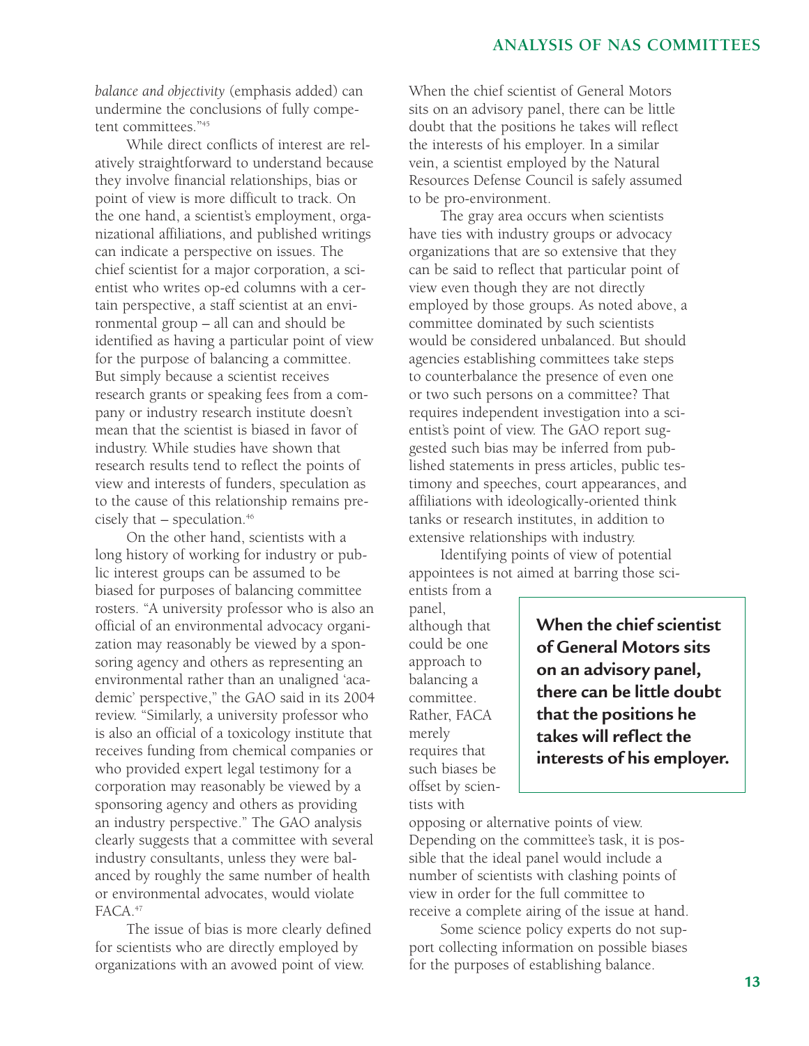*balance and objectivity* (emphasis added) can undermine the conclusions of fully competent committees."[45]

While direct conflicts of interest are relatively straightforward to understand because they involve financial relationships, bias or point of view is more difficult to track. On the one hand, a scientist's employment, organizational affiliations, and published writings can indicate a perspective on issues. The chief scientist for a major corporation, a scientist who writes op-ed columns with a certain perspective, a staff scientist at an environmental group – all can and should be identified as having a particular point of view for the purpose of balancing a committee. But simply because a scientist receives research grants or speaking fees from a company or industry research institute doesn't mean that the scientist is biased in favor of industry. While studies have shown that research results tend to reflect the points of view and interests of funders, speculation as to the cause of this relationship remains precisely that – speculation.[46]

On the other hand, scientists with a long history of working for industry or public interest groups can be assumed to be biased for purposes of balancing committee rosters. "A university professor who is also an official of an environmental advocacy organization may reasonably be viewed by a sponsoring agency and others as representing an environmental rather than an unaligned 'academic' perspective," the GAO said in its 2004 review. "Similarly, a university professor who is also an official of a toxicology institute that receives funding from chemical companies or who provided expert legal testimony for a corporation may reasonably be viewed by a sponsoring agency and others as providing an industry perspective." The GAO analysis clearly suggests that a committee with several industry consultants, unless they were balanced by roughly the same number of health or environmental advocates, would violate FACA.[47]

The issue of bias is more clearly defined for scientists who are directly employed by organizations with an avowed point of view. When the chief scientist of General Motors sits on an advisory panel, there can be little doubt that the positions he takes will reflect the interests of his employer. In a similar vein, a scientist employed by the Natural Resources Defense Council is safely assumed to be pro-environment.

The gray area occurs when scientists have ties with industry groups or advocacy organizations that are so extensive that they can be said to reflect that particular point of view even though they are not directly employed by those groups. As noted above, a committee dominated by such scientists would be considered unbalanced. But should agencies establishing committees take steps to counterbalance the presence of even one or two such persons on a committee? That requires independent investigation into a scientist's point of view. The GAO report suggested such bias may be inferred from published statements in press articles, public testimony and speeches, court appearances, and affiliations with ideologically-oriented think tanks or research institutes, in addition to extensive relationships with industry.

Identifying points of view of potential appointees is not aimed at barring those scientists from a panel, although that could be one approach to balancing a committee. Rather, FACA merely requires that such biases be offset by scientists with opposing or alternative points of view. Depending on the committee's task, it is possible that the ideal panel would include a number of scientists with clashing points of view in order for the full committee to receive a complete airing of the issue at hand.

**When the chief scientist of General Motors sits on an advisory panel, there can be little doubt that the positions he takes will reflect the interests of his employer.**

Some science policy experts do not support collecting information on possible biases for the purposes of establishing balance.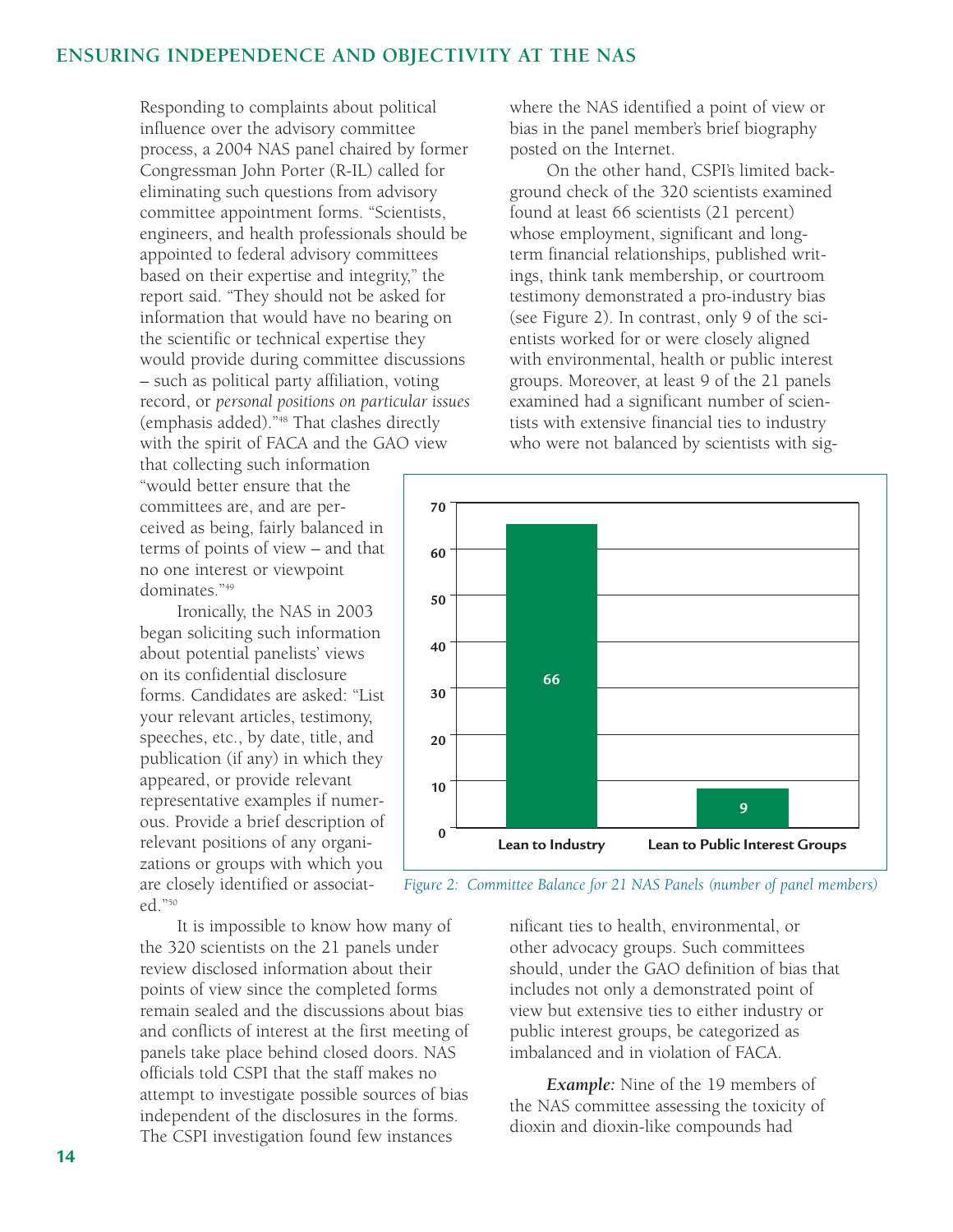Responding to complaints about political influence over the advisory committee process, a 2004 NAS panel chaired by former Congressman John Porter (R-IL) called for eliminating such questions from advisory committee appointment forms. "Scientists, engineers, and health professionals should be appointed to federal advisory committees based on their expertise and integrity," the report said. "They should not be asked for information that would have no bearing on the scientific or technical expertise they would provide during committee discussions – such as political party affiliation, voting record, or *personal positions on particular issues* (emphasis added)."[48] That clashes directly with the spirit of FACA and the GAO view that collecting such information "would better ensure that the committees are, and are perceived as being, fairly balanced in terms of points of view – and that no one interest or viewpoint dominates."[49]

Ironically, the NAS in 2003 began soliciting such information about potential panelists' views on its confidential disclosure forms. Candidates are asked: "List your relevant articles, testimony, speeches, etc., by date, title, and publication (if any) in which they appeared, or provide relevant representative examples if numerous. Provide a brief description of relevant positions of any organizations or groups with which you are closely identified or associated."[50]

It is impossible to know how many of the 320 scientists on the 21 panels under review disclosed information about their points of view since the completed forms remain sealed and the discussions about bias and conflicts of interest at the first meeting of panels take place behind closed doors. NAS officials told CSPI that the staff makes no attempt to investigate possible sources of bias independent of the disclosures in the forms. The CSPI investigation found few instances where the NAS identified a point of view or bias in the panel member's brief biography posted on the Internet.

On the other hand, CSPI's limited background check of the 320 scientists examined found at least 66 scientists (21 percent) whose employment, significant and long-term financial relationships, published writings, think tank membership, or courtroom testimony demonstrated a pro-industry bias (see Figure 2). In contrast, only 9 of the scientists worked for or were closely aligned with environmental, health or public interest groups. Moreover, at least 9 of the 21 panels examined had a significant number of scientists with extensive financial ties to industry who were not balanced by scientists with significant ties to health, environmental, or other advocacy groups. Such committees should, under the GAO definition of bias that includes not only a demonstrated point of view but extensive ties to either industry or public interest groups, be categorized as imbalanced and in violation of FACA.

| | Number of panel members |
|---|---|
| Lean to Industry | 66 |
| Lean to Public Interest Groups | 9 |

*Figure 2: Committee Balance for 21 NAS Panels (number of panel members)*

***Example:*** Nine of the 19 members of the NAS committee assessing the toxicity of dioxin and dioxin-like compounds had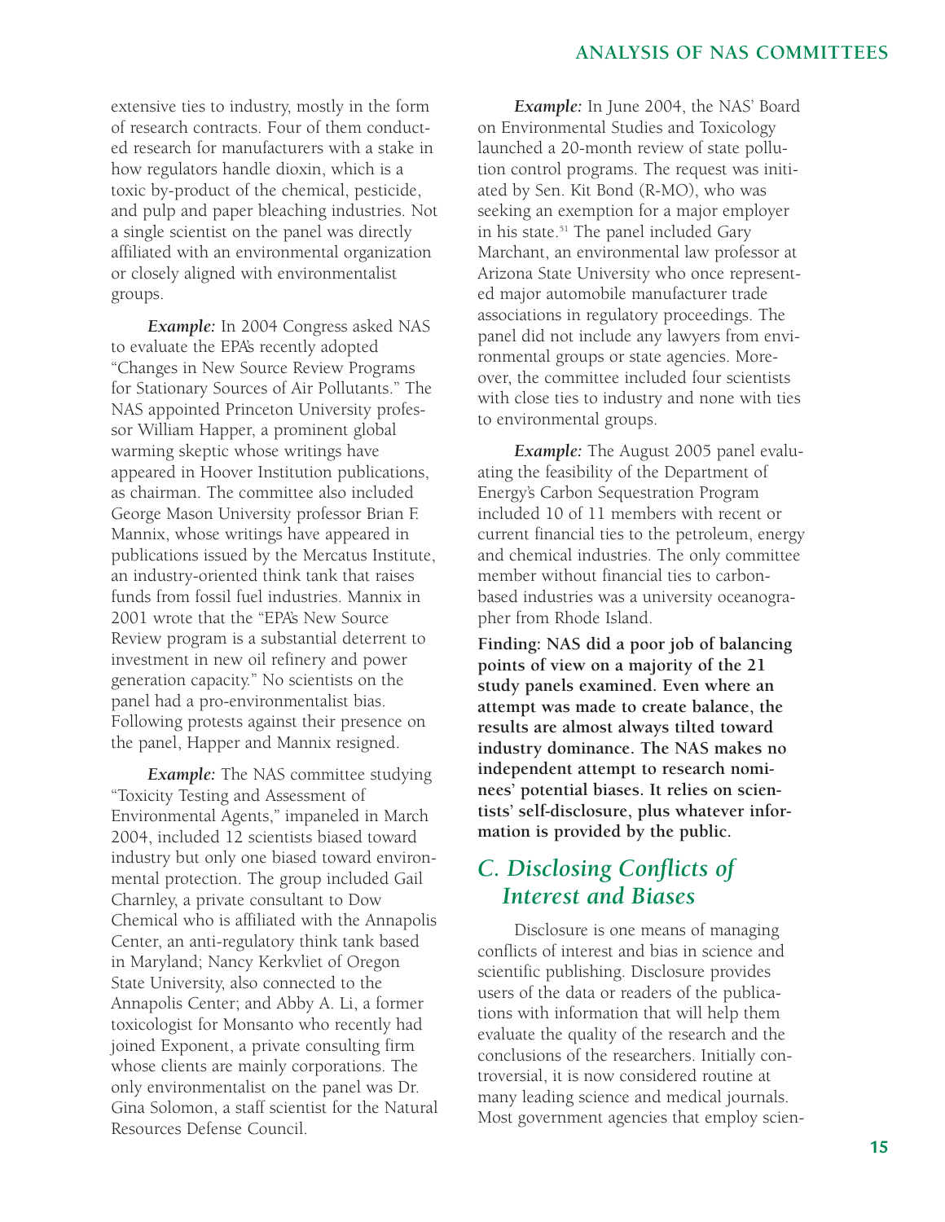extensive ties to industry, mostly in the form of research contracts. Four of them conducted research for manufacturers with a stake in how regulators handle dioxin, which is a toxic by-product of the chemical, pesticide, and pulp and paper bleaching industries. Not a single scientist on the panel was directly affiliated with an environmental organization or closely aligned with environmentalist groups.

***Example:*** In 2004 Congress asked NAS to evaluate the EPA's recently adopted "Changes in New Source Review Programs for Stationary Sources of Air Pollutants." The NAS appointed Princeton University professor William Happer, a prominent global warming skeptic whose writings have appeared in Hoover Institution publications, as chairman. The committee also included George Mason University professor Brian F. Mannix, whose writings have appeared in publications issued by the Mercatus Institute, an industry-oriented think tank that raises funds from fossil fuel industries. Mannix in 2001 wrote that the "EPA's New Source Review program is a substantial deterrent to investment in new oil refinery and power generation capacity." No scientists on the panel had a pro-environmentalist bias. Following protests against their presence on the panel, Happer and Mannix resigned.

***Example:*** The NAS committee studying "Toxicity Testing and Assessment of Environmental Agents," impaneled in March 2004, included 12 scientists biased toward industry but only one biased toward environmental protection. The group included Gail Charnley, a private consultant to Dow Chemical who is affiliated with the Annapolis Center, an anti-regulatory think tank based in Maryland; Nancy Kerkvliet of Oregon State University, also connected to the Annapolis Center; and Abby A. Li, a former toxicologist for Monsanto who recently had joined Exponent, a private consulting firm whose clients are mainly corporations. The only environmentalist on the panel was Dr. Gina Solomon, a staff scientist for the Natural Resources Defense Council.

***Example:*** In June 2004, the NAS' Board on Environmental Studies and Toxicology launched a 20-month review of state pollution control programs. The request was initiated by Sen. Kit Bond (R-MO), who was seeking an exemption for a major employer in his state.[51] The panel included Gary Marchant, an environmental law professor at Arizona State University who once represented major automobile manufacturer trade associations in regulatory proceedings. The panel did not include any lawyers from environmental groups or state agencies. Moreover, the committee included four scientists with close ties to industry and none with ties to environmental groups.

***Example:*** The August 2005 panel evaluating the feasibility of the Department of Energy's Carbon Sequestration Program included 10 of 11 members with recent or current financial ties to the petroleum, energy and chemical industries. The only committee member without financial ties to carbon-based industries was a university oceanographer from Rhode Island.

**Finding: NAS did a poor job of balancing points of view on a majority of the 21 study panels examined. Even where an attempt was made to create balance, the results are almost always tilted toward industry dominance. The NAS makes no independent attempt to research nominees' potential biases. It relies on scientists' self-disclosure, plus whatever information is provided by the public.**

## *C. Disclosing Conflicts of Interest and Biases*

Disclosure is one means of managing conflicts of interest and bias in science and scientific publishing. Disclosure provides users of the data or readers of the publications with information that will help them evaluate the quality of the research and the conclusions of the researchers. Initially controversial, it is now considered routine at many leading science and medical journals. Most government agencies that employ scien-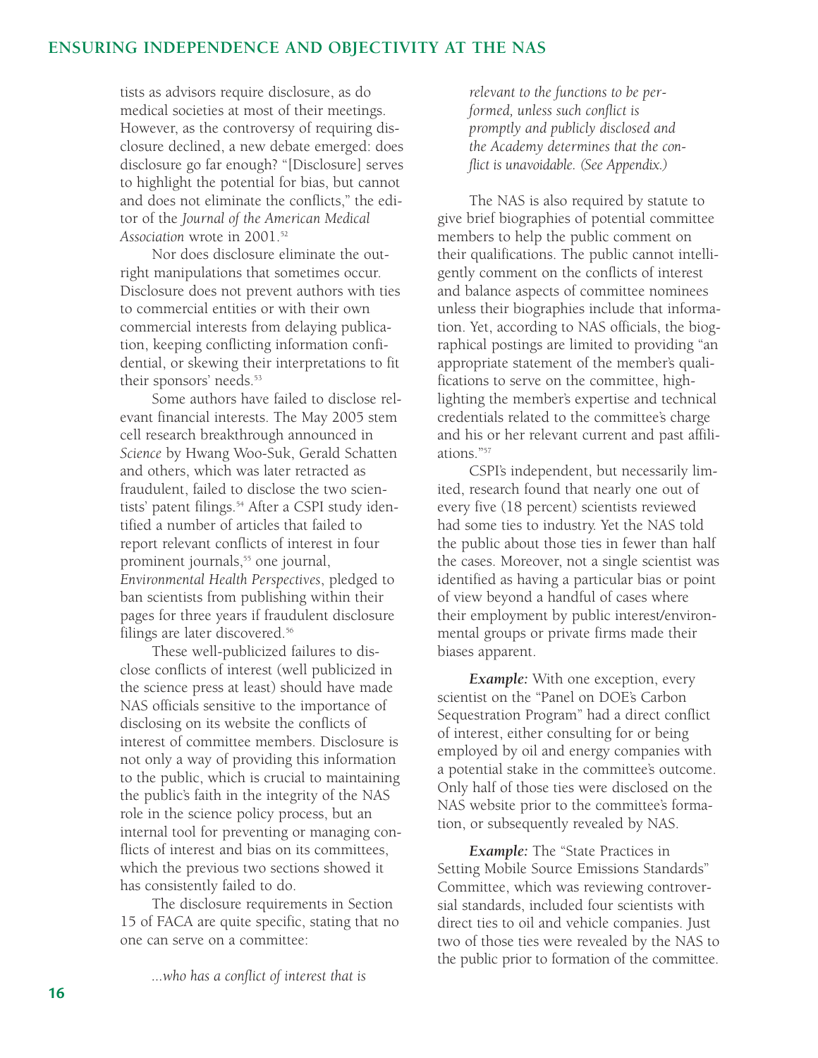tists as advisors require disclosure, as do medical societies at most of their meetings. However, as the controversy of requiring disclosure declined, a new debate emerged: does disclosure go far enough? "[Disclosure] serves to highlight the potential for bias, but cannot and does not eliminate the conflicts," the editor of the *Journal of the American Medical Association* wrote in 2001.[52]

Nor does disclosure eliminate the outright manipulations that sometimes occur. Disclosure does not prevent authors with ties to commercial entities or with their own commercial interests from delaying publication, keeping conflicting information confidential, or skewing their interpretations to fit their sponsors' needs.[53]

Some authors have failed to disclose relevant financial interests. The May 2005 stem cell research breakthrough announced in *Science* by Hwang Woo-Suk, Gerald Schatten and others, which was later retracted as fraudulent, failed to disclose the two scientists' patent filings.[54] After a CSPI study identified a number of articles that failed to report relevant conflicts of interest in four prominent journals,[55] one journal, *Environmental Health Perspectives*, pledged to ban scientists from publishing within their pages for three years if fraudulent disclosure filings are later discovered.[56]

These well-publicized failures to disclose conflicts of interest (well publicized in the science press at least) should have made NAS officials sensitive to the importance of disclosing on its website the conflicts of interest of committee members. Disclosure is not only a way of providing this information to the public, which is crucial to maintaining the public's faith in the integrity of the NAS role in the science policy process, but an internal tool for preventing or managing conflicts of interest and bias on its committees, which the previous two sections showed it has consistently failed to do.

The disclosure requirements in Section 15 of FACA are quite specific, stating that no one can serve on a committee:

> *...who has a conflict of interest that is relevant to the functions to be performed, unless such conflict is promptly and publicly disclosed and the Academy determines that the conflict is unavoidable. (See Appendix.)*

The NAS is also required by statute to give brief biographies of potential committee members to help the public comment on their qualifications. The public cannot intelligently comment on the conflicts of interest and balance aspects of committee nominees unless their biographies include that information. Yet, according to NAS officials, the biographical postings are limited to providing "an appropriate statement of the member's qualifications to serve on the committee, highlighting the member's expertise and technical credentials related to the committee's charge and his or her relevant current and past affiliations."[57]

CSPI's independent, but necessarily limited, research found that nearly one out of every five (18 percent) scientists reviewed had some ties to industry. Yet the NAS told the public about those ties in fewer than half the cases. Moreover, not a single scientist was identified as having a particular bias or point of view beyond a handful of cases where their employment by public interest/environmental groups or private firms made their biases apparent.

***Example:*** With one exception, every scientist on the "Panel on DOE's Carbon Sequestration Program" had a direct conflict of interest, either consulting for or being employed by oil and energy companies with a potential stake in the committee's outcome. Only half of those ties were disclosed on the NAS website prior to the committee's formation, or subsequently revealed by NAS.

***Example:*** The "State Practices in Setting Mobile Source Emissions Standards" Committee, which was reviewing controversial standards, included four scientists with direct ties to oil and vehicle companies. Just two of those ties were revealed by the NAS to the public prior to formation of the committee.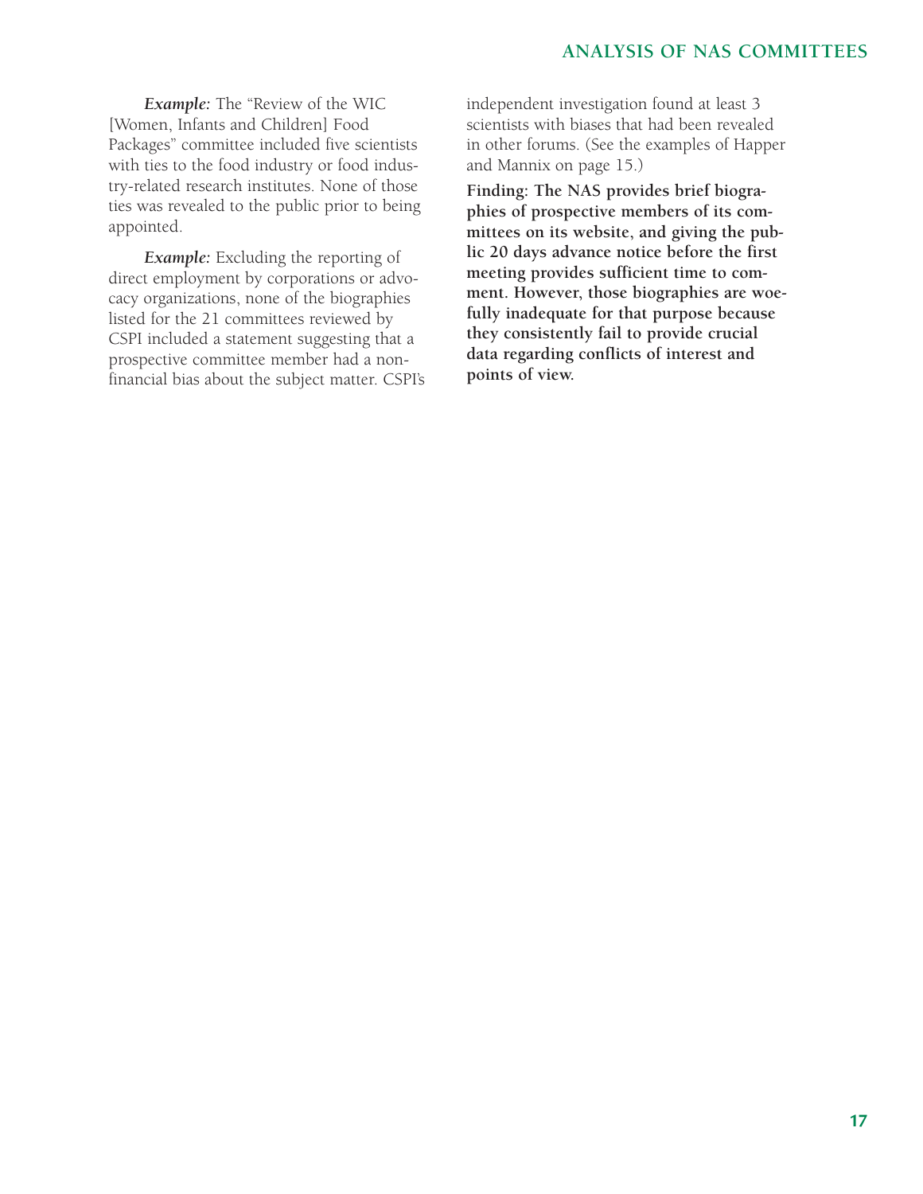***Example:*** The "Review of the WIC [Women, Infants and Children] Food Packages" committee included five scientists with ties to the food industry or food industry-related research institutes. None of those ties was revealed to the public prior to being appointed.

***Example:*** Excluding the reporting of direct employment by corporations or advocacy organizations, none of the biographies listed for the 21 committees reviewed by CSPI included a statement suggesting that a prospective committee member had a nonfinancial bias about the subject matter. CSPI's independent investigation found at least 3 scientists with biases that had been revealed in other forums. (See the examples of Happer and Mannix on page 15.)

**Finding: The NAS provides brief biographies of prospective members of its committees on its website, and giving the public 20 days advance notice before the first meeting provides sufficient time to comment. However, those biographies are woefully inadequate for that purpose because they consistently fail to provide crucial data regarding conflicts of interest and points of view.**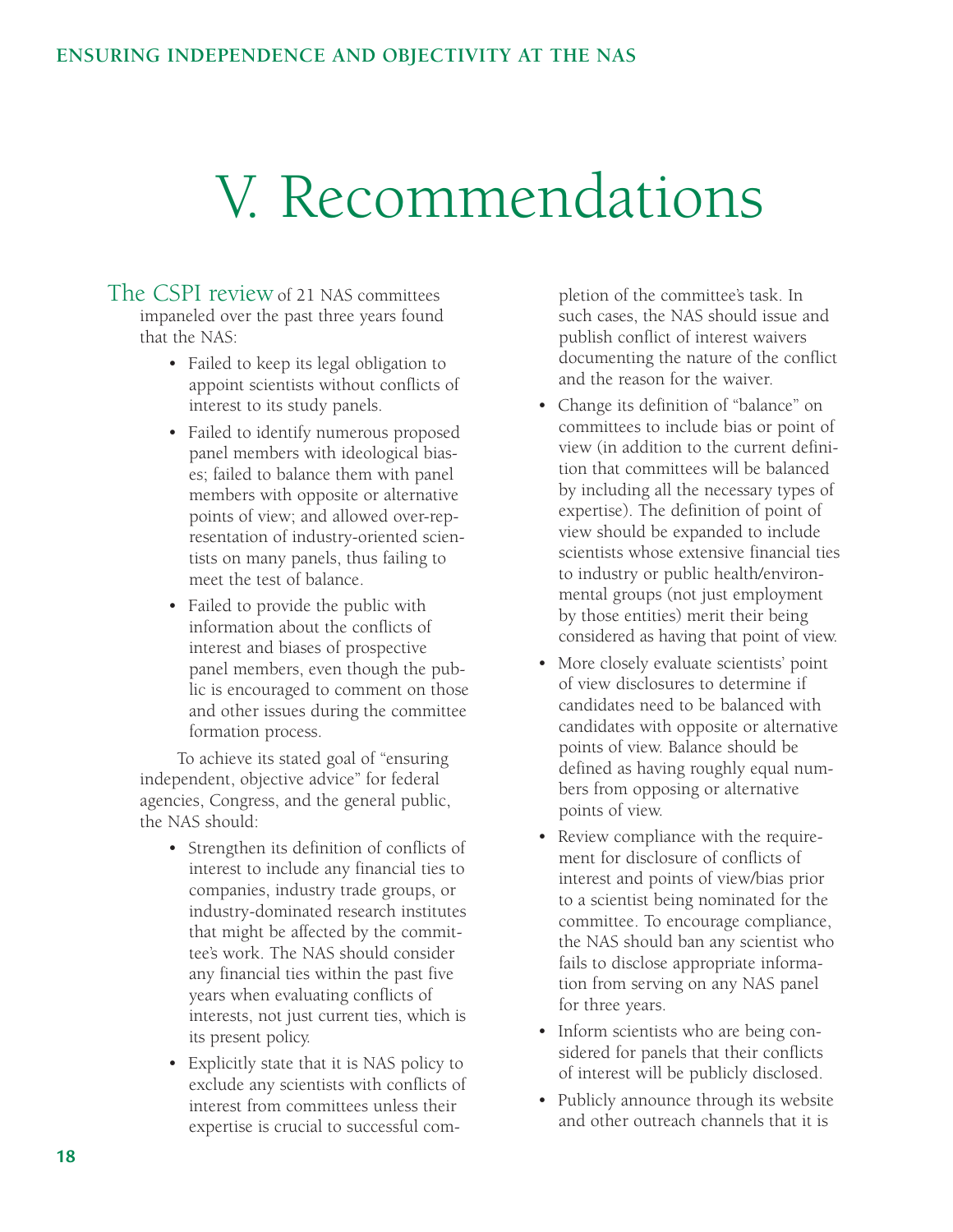# V. Recommendations

The CSPI review of 21 NAS committees impaneled over the past three years found that the NAS:

- Failed to keep its legal obligation to appoint scientists without conflicts of interest to its study panels.
- Failed to identify numerous proposed panel members with ideological biases; failed to balance them with panel members with opposite or alternative points of view; and allowed over-representation of industry-oriented scientists on many panels, thus failing to meet the test of balance.
- Failed to provide the public with information about the conflicts of interest and biases of prospective panel members, even though the public is encouraged to comment on those and other issues during the committee formation process.

To achieve its stated goal of "ensuring independent, objective advice" for federal agencies, Congress, and the general public, the NAS should:

- Strengthen its definition of conflicts of interest to include any financial ties to companies, industry trade groups, or industry-dominated research institutes that might be affected by the committee's work. The NAS should consider any financial ties within the past five years when evaluating conflicts of interests, not just current ties, which is its present policy.
- Explicitly state that it is NAS policy to exclude any scientists with conflicts of interest from committees unless their expertise is crucial to successful completion of the committee's task. In such cases, the NAS should issue and publish conflict of interest waivers documenting the nature of the conflict and the reason for the waiver.
- Change its definition of "balance" on committees to include bias or point of view (in addition to the current definition that committees will be balanced by including all the necessary types of expertise). The definition of point of view should be expanded to include scientists whose extensive financial ties to industry or public health/environmental groups (not just employment by those entities) merit their being considered as having that point of view.
- More closely evaluate scientists' point of view disclosures to determine if candidates need to be balanced with candidates with opposite or alternative points of view. Balance should be defined as having roughly equal numbers from opposing or alternative points of view.
- Review compliance with the requirement for disclosure of conflicts of interest and points of view/bias prior to a scientist being nominated for the committee. To encourage compliance, the NAS should ban any scientist who fails to disclose appropriate information from serving on any NAS panel for three years.
- Inform scientists who are being considered for panels that their conflicts of interest will be publicly disclosed.
- Publicly announce through its website and other outreach channels that it is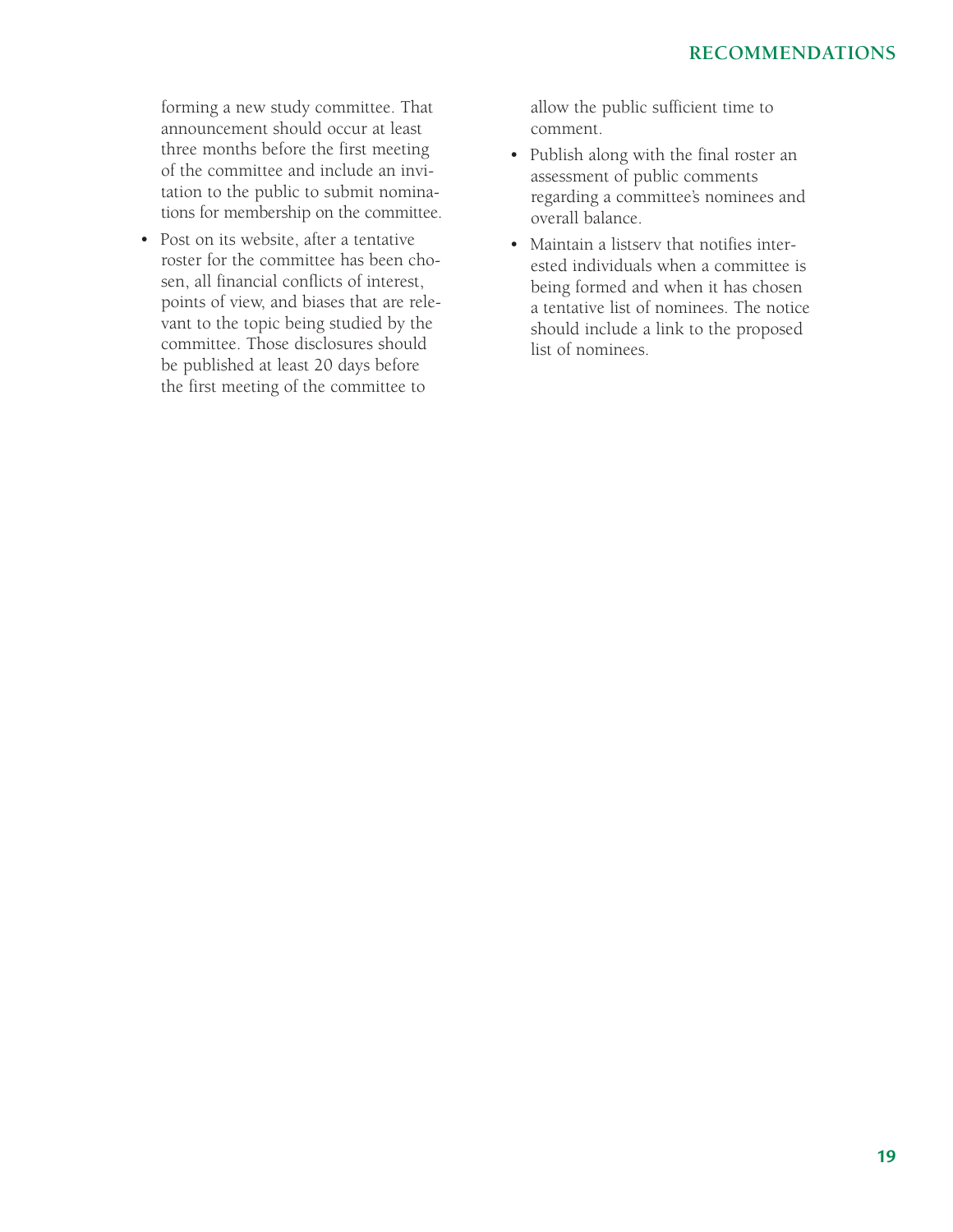forming a new study committee. That announcement should occur at least three months before the first meeting of the committee and include an invitation to the public to submit nominations for membership on the committee.

- Post on its website, after a tentative roster for the committee has been chosen, all financial conflicts of interest, points of view, and biases that are relevant to the topic being studied by the committee. Those disclosures should be published at least 20 days before the first meeting of the committee to allow the public sufficient time to comment.
- Publish along with the final roster an assessment of public comments regarding a committee's nominees and overall balance.
- Maintain a listserv that notifies interested individuals when a committee is being formed and when it has chosen a tentative list of nominees. The notice should include a link to the proposed list of nominees.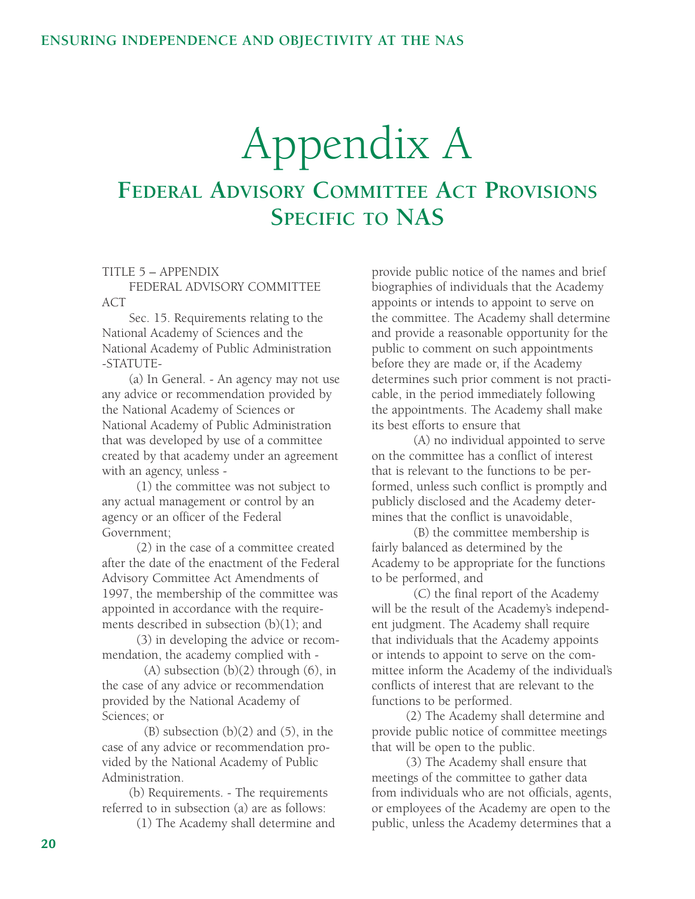# Appendix A

## Federal Advisory Committee Act Provisions Specific to NAS

TITLE 5 – APPENDIX

FEDERAL ADVISORY COMMITTEE ACT

Sec. 15. Requirements relating to the National Academy of Sciences and the National Academy of Public Administration -STATUTE-

(a) In General. - An agency may not use any advice or recommendation provided by the National Academy of Sciences or National Academy of Public Administration that was developed by use of a committee created by that academy under an agreement with an agency, unless -

(1) the committee was not subject to any actual management or control by an agency or an officer of the Federal Government;

(2) in the case of a committee created after the date of the enactment of the Federal Advisory Committee Act Amendments of 1997, the membership of the committee was appointed in accordance with the requirements described in subsection (b)(1); and

(3) in developing the advice or recommendation, the academy complied with -

(A) subsection (b)(2) through (6), in the case of any advice or recommendation provided by the National Academy of Sciences; or

(B) subsection (b)(2) and (5), in the case of any advice or recommendation provided by the National Academy of Public Administration.

(b) Requirements. - The requirements referred to in subsection (a) are as follows:

(1) The Academy shall determine and provide public notice of the names and brief biographies of individuals that the Academy appoints or intends to appoint to serve on the committee. The Academy shall determine and provide a reasonable opportunity for the public to comment on such appointments before they are made or, if the Academy determines such prior comment is not practicable, in the period immediately following the appointments. The Academy shall make its best efforts to ensure that

(A) no individual appointed to serve on the committee has a conflict of interest that is relevant to the functions to be performed, unless such conflict is promptly and publicly disclosed and the Academy determines that the conflict is unavoidable,

(B) the committee membership is fairly balanced as determined by the Academy to be appropriate for the functions to be performed, and

(C) the final report of the Academy will be the result of the Academy's independent judgment. The Academy shall require that individuals that the Academy appoints or intends to appoint to serve on the committee inform the Academy of the individual's conflicts of interest that are relevant to the functions to be performed.

(2) The Academy shall determine and provide public notice of committee meetings that will be open to the public.

(3) The Academy shall ensure that meetings of the committee to gather data from individuals who are not officials, agents, or employees of the Academy are open to the public, unless the Academy determines that a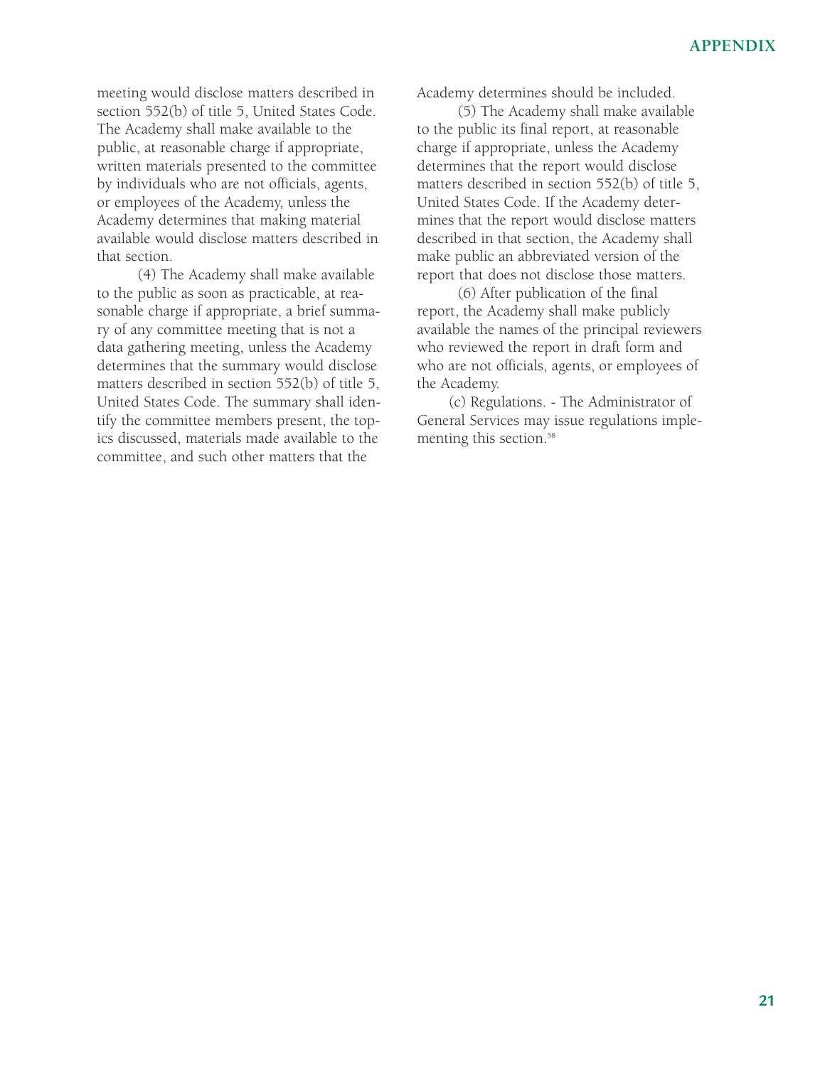meeting would disclose matters described in section 552(b) of title 5, United States Code. The Academy shall make available to the public, at reasonable charge if appropriate, written materials presented to the committee by individuals who are not officials, agents, or employees of the Academy, unless the Academy determines that making material available would disclose matters described in that section.

(4) The Academy shall make available to the public as soon as practicable, at reasonable charge if appropriate, a brief summary of any committee meeting that is not a data gathering meeting, unless the Academy determines that the summary would disclose matters described in section 552(b) of title 5, United States Code. The summary shall identify the committee members present, the topics discussed, materials made available to the committee, and such other matters that the Academy determines should be included.

(5) The Academy shall make available to the public its final report, at reasonable charge if appropriate, unless the Academy determines that the report would disclose matters described in section 552(b) of title 5, United States Code. If the Academy determines that the report would disclose matters described in that section, the Academy shall make public an abbreviated version of the report that does not disclose those matters.

(6) After publication of the final report, the Academy shall make publicly available the names of the principal reviewers who reviewed the report in draft form and who are not officials, agents, or employees of the Academy.

(c) Regulations. - The Administrator of General Services may issue regulations implementing this section.[58]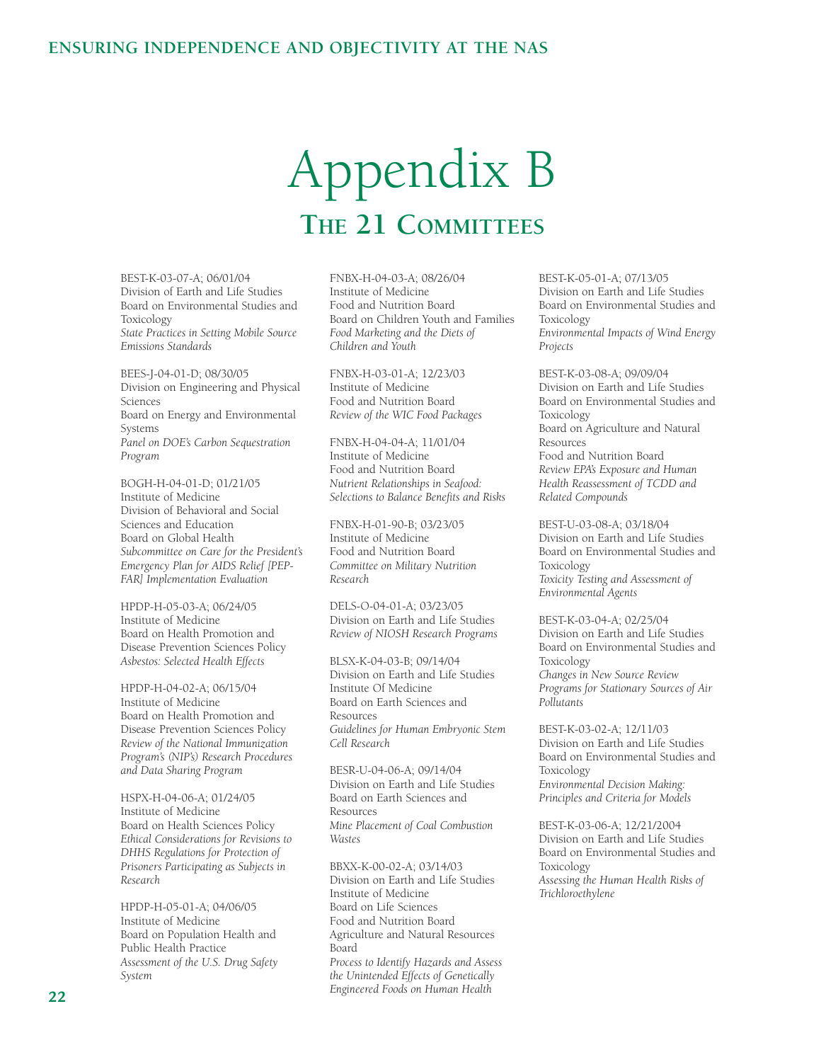# Appendix B

## The 21 Committees

BEST-K-03-07-A; 06/01/04
Division of Earth and Life Studies
Board on Environmental Studies and Toxicology
*State Practices in Setting Mobile Source Emissions Standards*

BEES-J-04-01-D; 08/30/05
Division on Engineering and Physical Sciences
Board on Energy and Environmental Systems
*Panel on DOE's Carbon Sequestration Program*

BOGH-H-04-01-D; 01/21/05
Institute of Medicine
Division of Behavioral and Social Sciences and Education
Board on Global Health
*Subcommittee on Care for the President's Emergency Plan for AIDS Relief [PEPFAR] Implementation Evaluation*

HPDP-H-05-03-A; 06/24/05
Institute of Medicine
Board on Health Promotion and Disease Prevention Sciences Policy
*Asbestos: Selected Health Effects*

HPDP-H-04-02-A; 06/15/04
Institute of Medicine
Board on Health Promotion and Disease Prevention Sciences Policy
*Review of the National Immunization Program's (NIP's) Research Procedures and Data Sharing Program*

HSPX-H-04-06-A; 01/24/05
Institute of Medicine
Board on Health Sciences Policy
*Ethical Considerations for Revisions to DHHS Regulations for Protection of Prisoners Participating as Subjects in Research*

HPDP-H-05-01-A; 04/06/05
Institute of Medicine
Board on Population Health and Public Health Practice
*Assessment of the U.S. Drug Safety System*

FNBX-H-04-03-A; 08/26/04
Institute of Medicine
Food and Nutrition Board
Board on Children Youth and Families
*Food Marketing and the Diets of Children and Youth*

FNBX-H-03-01-A; 12/23/03
Institute of Medicine
Food and Nutrition Board
*Review of the WIC Food Packages*

FNBX-H-04-04-A; 11/01/04
Institute of Medicine
Food and Nutrition Board
*Nutrient Relationships in Seafood: Selections to Balance Benefits and Risks*

FNBX-H-01-90-B; 03/23/05
Institute of Medicine
Food and Nutrition Board
*Committee on Military Nutrition Research*

DELS-O-04-01-A; 03/23/05
Division on Earth and Life Studies
*Review of NIOSH Research Programs*

BLSX-K-04-03-B; 09/14/04
Division on Earth and Life Studies
Institute Of Medicine
Board on Earth Sciences and Resources
*Guidelines for Human Embryonic Stem Cell Research*

BESR-U-04-06-A; 09/14/04
Division on Earth and Life Studies
Board on Earth Sciences and Resources
*Mine Placement of Coal Combustion Wastes*

BBXX-K-00-02-A; 03/14/03
Division on Earth and Life Studies
Institute of Medicine
Board on Life Sciences
Food and Nutrition Board
Agriculture and Natural Resources Board
*Process to Identify Hazards and Assess the Unintended Effects of Genetically Engineered Foods on Human Health*

BEST-K-05-01-A; 07/13/05
Division on Earth and Life Studies
Board on Environmental Studies and Toxicology
*Environmental Impacts of Wind Energy Projects*

BEST-K-03-08-A; 09/09/04
Division on Earth and Life Studies
Board on Environmental Studies and Toxicology
Board on Agriculture and Natural Resources
Food and Nutrition Board
*Review EPA's Exposure and Human Health Reassessment of TCDD and Related Compounds*

BEST-U-03-08-A; 03/18/04
Division on Earth and Life Studies
Board on Environmental Studies and Toxicology
*Toxicity Testing and Assessment of Environmental Agents*

BEST-K-03-04-A; 02/25/04
Division on Earth and Life Studies
Board on Environmental Studies and Toxicology
*Changes in New Source Review Programs for Stationary Sources of Air Pollutants*

BEST-K-03-02-A; 12/11/03
Division on Earth and Life Studies
Board on Environmental Studies and Toxicology
*Environmental Decision Making: Principles and Criteria for Models*

BEST-K-03-06-A; 12/21/2004
Division on Earth and Life Studies
Board on Environmental Studies and Toxicology
*Assessing the Human Health Risks of Trichloroethylene*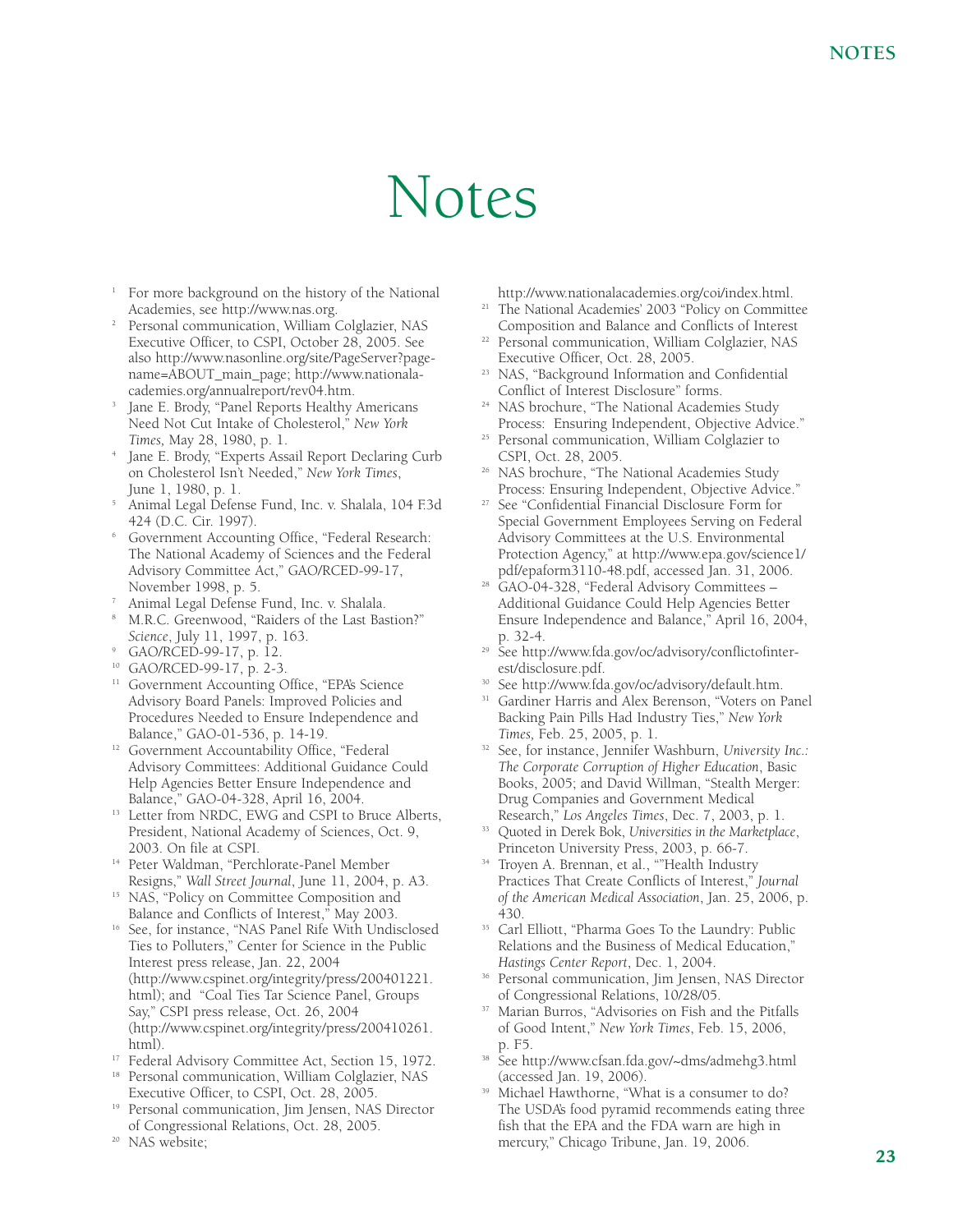# Notes

1. For more background on the history of the National Academies, see http://www.nas.org.
2. Personal communication, William Colglazier, NAS Executive Officer, to CSPI, October 28, 2005. See also http://www.nasonline.org/site/PageServer?pagename=ABOUT_main_page; http://www.nationalacademies.org/annualreport/rev04.htm.
3. Jane E. Brody, "Panel Reports Healthy Americans Need Not Cut Intake of Cholesterol," *New York Times,* May 28, 1980, p. 1.
4. Jane E. Brody, "Experts Assail Report Declaring Curb on Cholesterol Isn't Needed," *New York Times*, June 1, 1980, p. 1.
5. Animal Legal Defense Fund, Inc. v. Shalala, 104 F.3d 424 (D.C. Cir. 1997).
6. Government Accounting Office, "Federal Research: The National Academy of Sciences and the Federal Advisory Committee Act," GAO/RCED-99-17, November 1998, p. 5.
7. Animal Legal Defense Fund, Inc. v. Shalala.
8. M.R.C. Greenwood, "Raiders of the Last Bastion?" *Science*, July 11, 1997, p. 163.
9. GAO/RCED-99-17, p. 12.
10. GAO/RCED-99-17, p. 2-3.
11. Government Accounting Office, "EPA's Science Advisory Board Panels: Improved Policies and Procedures Needed to Ensure Independence and Balance," GAO-01-536, p. 14-19.
12. Government Accountability Office, "Federal Advisory Committees: Additional Guidance Could Help Agencies Better Ensure Independence and Balance," GAO-04-328, April 16, 2004.
13. Letter from NRDC, EWG and CSPI to Bruce Alberts, President, National Academy of Sciences, Oct. 9, 2003. On file at CSPI.
14. Peter Waldman, "Perchlorate-Panel Member Resigns," *Wall Street Journal*, June 11, 2004, p. A3.
15. NAS, "Policy on Committee Composition and Balance and Conflicts of Interest," May 2003.
16. See, for instance, "NAS Panel Rife With Undisclosed Ties to Polluters," Center for Science in the Public Interest press release, Jan. 22, 2004 (http://www.cspinet.org/integrity/press/200401221.html); and "Coal Ties Tar Science Panel, Groups Say," CSPI press release, Oct. 26, 2004 (http://www.cspinet.org/integrity/press/200410261.html).
17. Federal Advisory Committee Act, Section 15, 1972.
18. Personal communication, William Colglazier, NAS Executive Officer, to CSPI, Oct. 28, 2005.
19. Personal communication, Jim Jensen, NAS Director of Congressional Relations, Oct. 28, 2005.
20. NAS website; http://www.nationalacademies.org/coi/index.html.
21. The National Academies' 2003 "Policy on Committee Composition and Balance and Conflicts of Interest
22. Personal communication, William Colglazier, NAS Executive Officer, Oct. 28, 2005.
23. NAS, "Background Information and Confidential Conflict of Interest Disclosure" forms.
24. NAS brochure, "The National Academies Study Process: Ensuring Independent, Objective Advice."
25. Personal communication, William Colglazier to CSPI, Oct. 28, 2005.
26. NAS brochure, "The National Academies Study Process: Ensuring Independent, Objective Advice."
27. See "Confidential Financial Disclosure Form for Special Government Employees Serving on Federal Advisory Committees at the U.S. Environmental Protection Agency," at http://www.epa.gov/science1/pdf/epaform3110-48.pdf, accessed Jan. 31, 2006.
28. GAO-04-328, "Federal Advisory Committees – Additional Guidance Could Help Agencies Better Ensure Independence and Balance," April 16, 2004, p. 32-4.
29. See http://www.fda.gov/oc/advisory/conflictofinterest/disclosure.pdf.
30. See http://www.fda.gov/oc/advisory/default.htm.
31. Gardiner Harris and Alex Berenson, "Voters on Panel Backing Pain Pills Had Industry Ties," *New York Times,* Feb. 25, 2005, p. 1.
32. See, for instance, Jennifer Washburn, *University Inc.: The Corporate Corruption of Higher Education*, Basic Books, 2005; and David Willman, "Stealth Merger: Drug Companies and Government Medical Research," *Los Angeles Times*, Dec. 7, 2003, p. 1.
33. Quoted in Derek Bok, *Universities in the Marketplace*, Princeton University Press, 2003, p. 66-7.
34. Troyen A. Brennan, et al., ""Health Industry Practices That Create Conflicts of Interest," *Journal of the American Medical Association*, Jan. 25, 2006, p. 430.
35. Carl Elliott, "Pharma Goes To the Laundry: Public Relations and the Business of Medical Education," *Hastings Center Report*, Dec. 1, 2004.
36. Personal communication, Jim Jensen, NAS Director of Congressional Relations, 10/28/05.
37. Marian Burros, "Advisories on Fish and the Pitfalls of Good Intent," *New York Times*, Feb. 15, 2006, p. F5.
38. See http://www.cfsan.fda.gov/~dms/admehg3.html (accessed Jan. 19, 2006).
39. Michael Hawthorne, "What is a consumer to do? The USDA's food pyramid recommends eating three fish that the EPA and the FDA warn are high in mercury," Chicago Tribune, Jan. 19, 2006.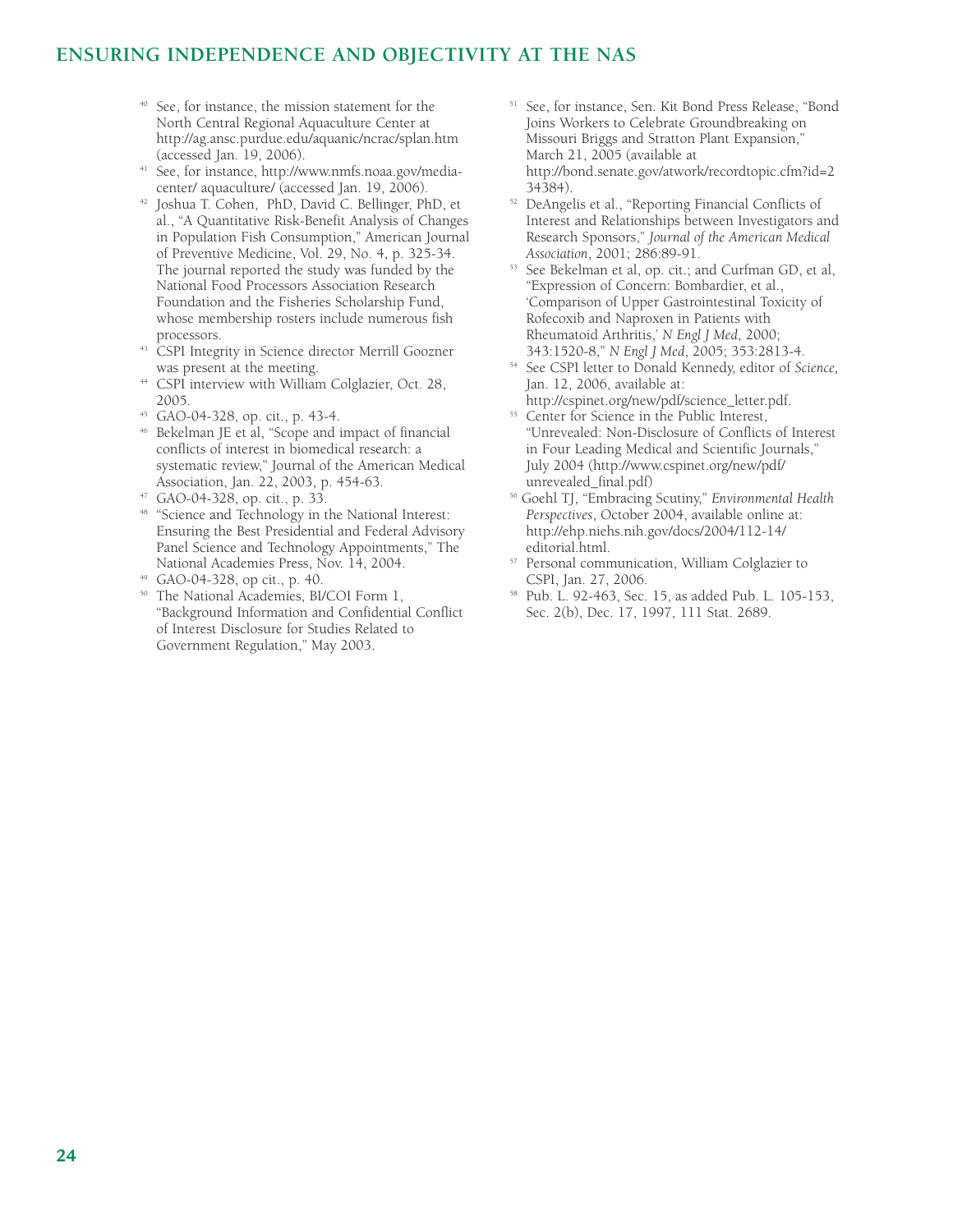[40] See, for instance, the mission statement for the North Central Regional Aquaculture Center at http://ag.ansc.purdue.edu/aquanic/ncrac/splan.htm (accessed Jan. 19, 2006).

[41] See, for instance, http://www.nmfs.noaa.gov/media-center/ aquaculture/ (accessed Jan. 19, 2006).

[42] Joshua T. Cohen, PhD, David C. Bellinger, PhD, et al., "A Quantitative Risk-Benefit Analysis of Changes in Population Fish Consumption," American Journal of Preventive Medicine, Vol. 29, No. 4, p. 325-34. The journal reported the study was funded by the National Food Processors Association Research Foundation and the Fisheries Scholarship Fund, whose membership rosters include numerous fish processors.

[43] CSPI Integrity in Science director Merrill Goozner was present at the meeting.

[44] CSPI interview with William Colglazier, Oct. 28, 2005.

[45] GAO-04-328, op. cit., p. 43-4.

[46] Bekelman JE et al, "Scope and impact of financial conflicts of interest in biomedical research: a systematic review," Journal of the American Medical Association, Jan. 22, 2003, p. 454-63.

[47] GAO-04-328, op. cit., p. 33.

[48] "Science and Technology in the National Interest: Ensuring the Best Presidential and Federal Advisory Panel Science and Technology Appointments," The National Academies Press, Nov. 14, 2004.

[49] GAO-04-328, op cit., p. 40.

[50] The National Academies, BI/COI Form 1, "Background Information and Confidential Conflict of Interest Disclosure for Studies Related to Government Regulation," May 2003.

[51] See, for instance, Sen. Kit Bond Press Release, "Bond Joins Workers to Celebrate Groundbreaking on Missouri Briggs and Stratton Plant Expansion," March 21, 2005 (available at http://bond.senate.gov/atwork/recordtopic.cfm?id=234384).

[52] DeAngelis et al., "Reporting Financial Conflicts of Interest and Relationships between Investigators and Research Sponsors," *Journal of the American Medical Association*, 2001; 286:89-91.

[53] See Bekelman et al, op. cit.; and Curfman GD, et al, "Expression of Concern: Bombardier, et al., 'Comparison of Upper Gastrointestinal Toxicity of Rofecoxib and Naproxen in Patients with Rheumatoid Arthritis,' *N Engl J Med*, 2000; 343:1520-8," *N Engl J Med*, 2005; 353:2813-4.

[54] See CSPI letter to Donald Kennedy, editor of *Science,* Jan. 12, 2006, available at: http://cspinet.org/new/pdf/science_letter.pdf.

[55] Center for Science in the Public Interest, "Unrevealed: Non-Disclosure of Conflicts of Interest in Four Leading Medical and Scientific Journals," July 2004 (http://www.cspinet.org/new/pdf/unrevealed_final.pdf)

[56] Goehl TJ, "Embracing Scutiny," *Environmental Health Perspectives*, October 2004, available online at: http://ehp.niehs.nih.gov/docs/2004/112-14/editorial.html.

[57] Personal communication, William Colglazier to CSPI, Jan. 27, 2006.

[58] Pub. L. 92-463, Sec. 15, as added Pub. L. 105-153, Sec. 2(b), Dec. 17, 1997, 111 Stat. 2689.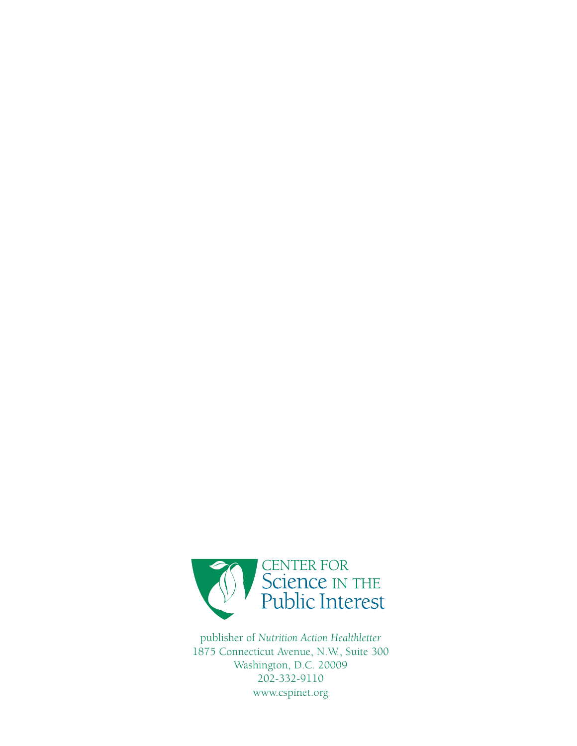CENTER FOR
Science IN THE
Public Interest

publisher of *Nutrition Action Healthletter*
1875 Connecticut Avenue, N.W., Suite 300
Washington, D.C. 20009
202-332-9110
www.cspinet.org